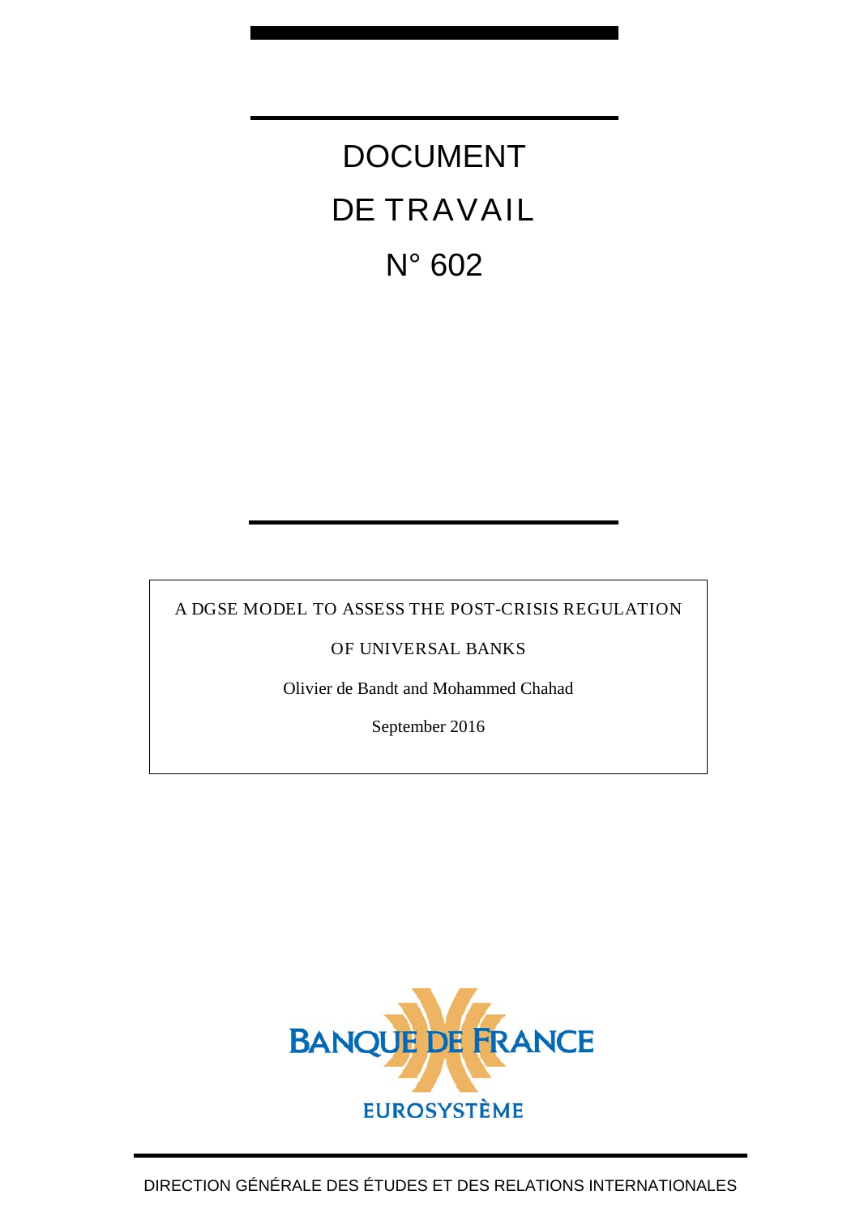# DOCUMENT DE TRAVAIL N° 602

A DGSE MODEL TO ASSESS THE POST-CRISIS REGULATION OF UNIVERSAL BANKS

Olivier de Bandt and Mohammed Chahad

September 2016

BANQUE DE FRANCE

EUROSYSTÈME

DIRECTION GÉNÉRALE DES ÉTUDES ET DES RELATIONS INTERNATIONALES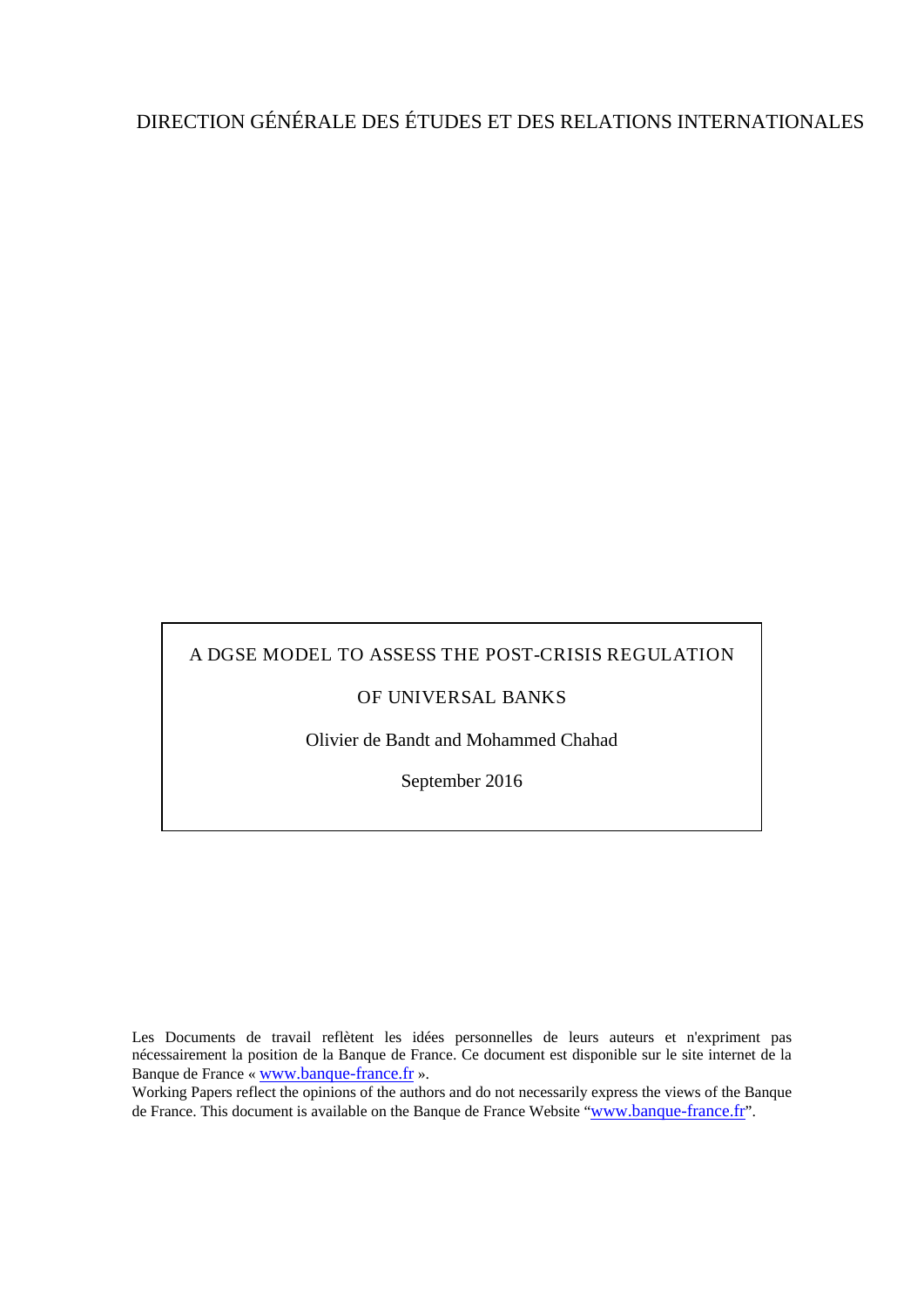DIRECTION GÉNÉRALE DES ÉTUDES ET DES RELATIONS INTERNATIONALES

A DGSE MODEL TO ASSESS THE POST-CRISIS REGULATION OF UNIVERSAL BANKS

Olivier de Bandt and Mohammed Chahad

September 2016

Les Documents de travail reflètent les idées personnelles de leurs auteurs et n'expriment pas nécessairement la position de la Banque de France. Ce document est disponible sur le site internet de la Banque de France « www.banque-france.fr ».

Working Papers reflect the opinions of the authors and do not necessarily express the views of the Banque de France. This document is available on the Banque de France Website "www.banque-france.fr".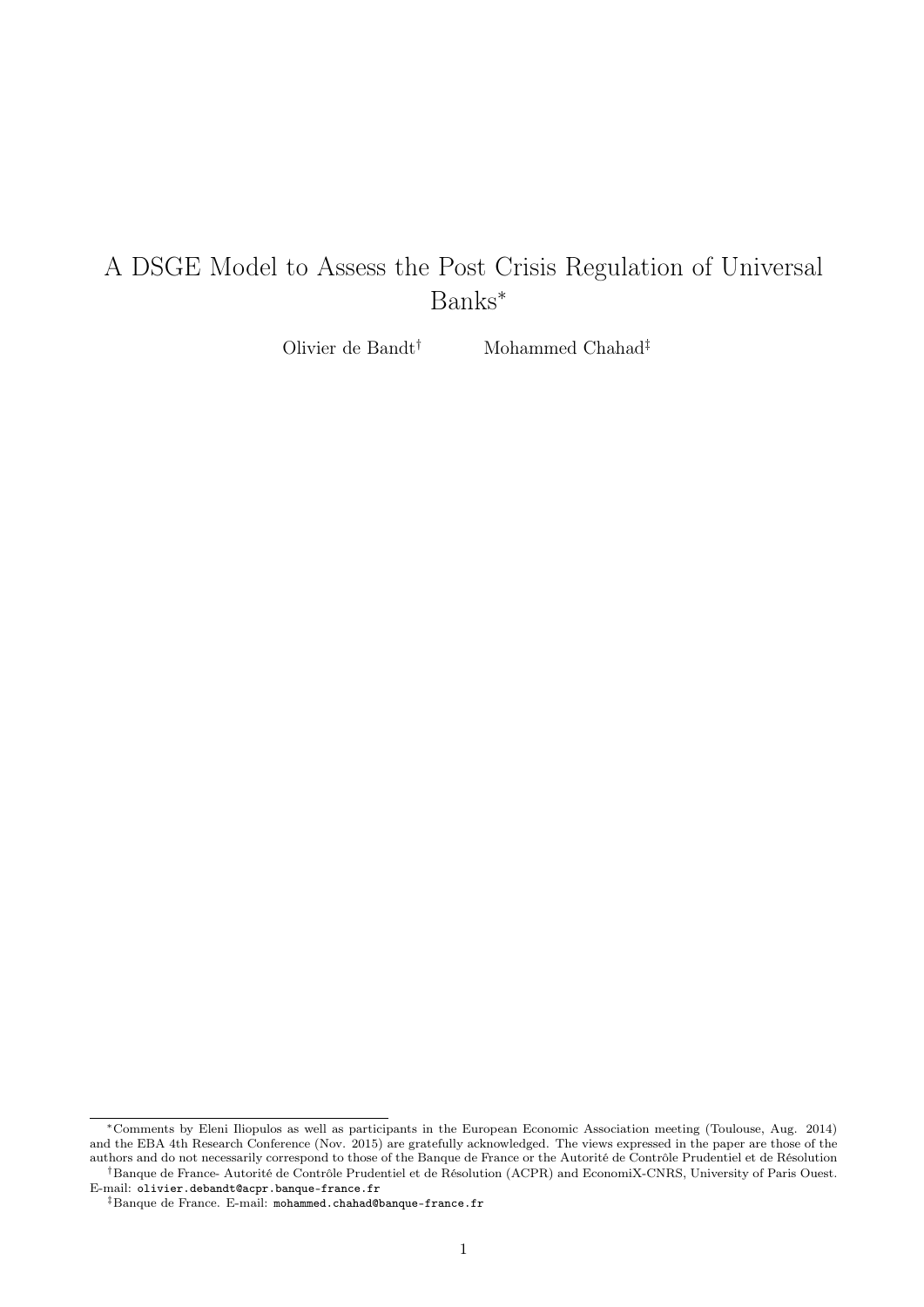# A DSGE Model to Assess the Post Crisis Regulation of Universal Banks*

Olivier de Bandt[†] Mohammed Chahad[‡]

---

*Comments by Eleni Iliopulos as well as participants in the European Economic Association meeting (Toulouse, Aug. 2014) and the EBA 4th Research Conference (Nov. 2015) are gratefully acknowledged. The views expressed in the paper are those of the authors and do not necessarily correspond to those of the Banque de France or the Autorité de Contrôle Prudentiel et de Résolution

[†]Banque de France- Autorité de Contrôle Prudentiel et de Résolution (ACPR) and EconomiX-CNRS, University of Paris Ouest. E-mail: olivier.debandt@acpr.banque-france.fr

[‡]Banque de France. E-mail: mohammed.chahad@banque-france.fr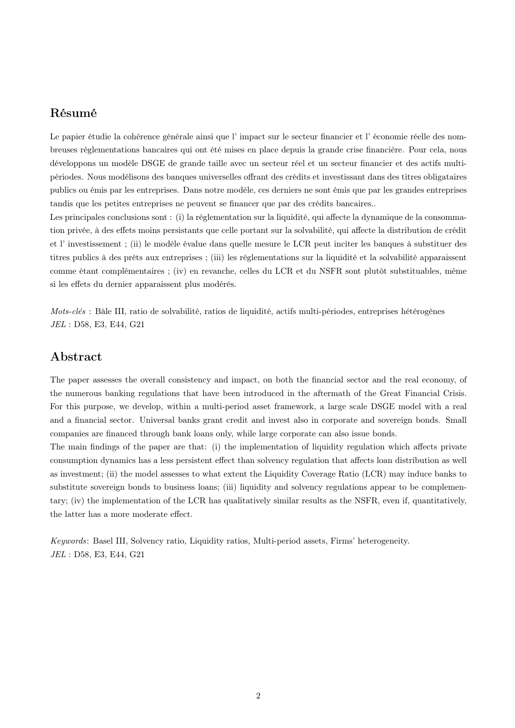## Résumé

Le papier étudie la cohérence générale ainsi que l' impact sur le secteur financier et l' économie réelle des nombreuses règlementations bancaires qui ont été mises en place depuis la grande crise financière. Pour cela, nous développons un modèle DSGE de grande taille avec un secteur réel et un secteur financier et des actifs multi-périodes. Nous modélisons des banques universelles offrant des crédits et investissant dans des titres obligataires publics ou émis par les entreprises. Dans notre modèle, ces derniers ne sont émis que par les grandes entreprises tandis que les petites entreprises ne peuvent se financer que par des crédits bancaires..

Les principales conclusions sont : (i) la règlementation sur la liquidité, qui affecte la dynamique de la consommation privée, à des effets moins persistants que celle portant sur la solvabilité, qui affecte la distribution de crédit et l' investissement ; (ii) le modèle évalue dans quelle mesure le LCR peut inciter les banques à substituer des titres publics à des prêts aux entreprises ; (iii) les règlementations sur la liquidité et la solvabilité apparaissent comme étant complémentaires ; (iv) en revanche, celles du LCR et du NSFR sont plutôt substituables, même si les effets du dernier apparaissent plus modérés.

*Mots-clés* : Bâle III, ratio de solvabilité, ratios de liquidité, actifs multi-périodes, entreprises hétérogènes
*JEL* : D58, E3, E44, G21

## Abstract

The paper assesses the overall consistency and impact, on both the financial sector and the real economy, of the numerous banking regulations that have been introduced in the aftermath of the Great Financial Crisis. For this purpose, we develop, within a multi-period asset framework, a large scale DSGE model with a real and a financial sector. Universal banks grant credit and invest also in corporate and sovereign bonds. Small companies are financed through bank loans only, while large corporate can also issue bonds.

The main findings of the paper are that: (i) the implementation of liquidity regulation which affects private consumption dynamics has a less persistent effect than solvency regulation that affects loan distribution as well as investment; (ii) the model assesses to what extent the Liquidity Coverage Ratio (LCR) may induce banks to substitute sovereign bonds to business loans; (iii) liquidity and solvency regulations appear to be complementary; (iv) the implementation of the LCR has qualitatively similar results as the NSFR, even if, quantitatively, the latter has a more moderate effect.

*Keywords*: Basel III, Solvency ratio, Liquidity ratios, Multi-period assets, Firms' heterogeneity.
*JEL* : D58, E3, E44, G21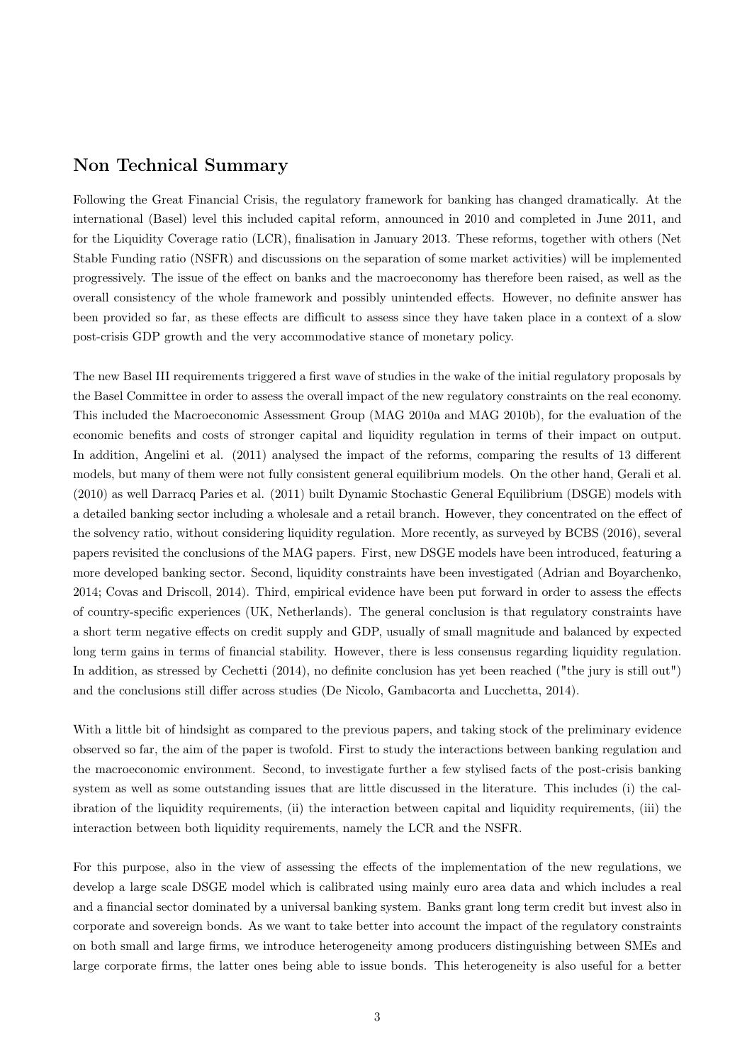## Non Technical Summary

Following the Great Financial Crisis, the regulatory framework for banking has changed dramatically. At the international (Basel) level this included capital reform, announced in 2010 and completed in June 2011, and for the Liquidity Coverage ratio (LCR), finalisation in January 2013. These reforms, together with others (Net Stable Funding ratio (NSFR) and discussions on the separation of some market activities) will be implemented progressively. The issue of the effect on banks and the macroeconomy has therefore been raised, as well as the overall consistency of the whole framework and possibly unintended effects. However, no definite answer has been provided so far, as these effects are difficult to assess since they have taken place in a context of a slow post-crisis GDP growth and the very accommodative stance of monetary policy.

The new Basel III requirements triggered a first wave of studies in the wake of the initial regulatory proposals by the Basel Committee in order to assess the overall impact of the new regulatory constraints on the real economy. This included the Macroeconomic Assessment Group (MAG 2010a and MAG 2010b), for the evaluation of the economic benefits and costs of stronger capital and liquidity regulation in terms of their impact on output. In addition, Angelini et al. (2011) analysed the impact of the reforms, comparing the results of 13 different models, but many of them were not fully consistent general equilibrium models. On the other hand, Gerali et al. (2010) as well Darracq Paries et al. (2011) built Dynamic Stochastic General Equilibrium (DSGE) models with a detailed banking sector including a wholesale and a retail branch. However, they concentrated on the effect of the solvency ratio, without considering liquidity regulation. More recently, as surveyed by BCBS (2016), several papers revisited the conclusions of the MAG papers. First, new DSGE models have been introduced, featuring a more developed banking sector. Second, liquidity constraints have been investigated (Adrian and Boyarchenko, 2014; Covas and Driscoll, 2014). Third, empirical evidence have been put forward in order to assess the effects of country-specific experiences (UK, Netherlands). The general conclusion is that regulatory constraints have a short term negative effects on credit supply and GDP, usually of small magnitude and balanced by expected long term gains in terms of financial stability. However, there is less consensus regarding liquidity regulation. In addition, as stressed by Cechetti (2014), no definite conclusion has yet been reached ("the jury is still out") and the conclusions still differ across studies (De Nicolo, Gambacorta and Lucchetta, 2014).

With a little bit of hindsight as compared to the previous papers, and taking stock of the preliminary evidence observed so far, the aim of the paper is twofold. First to study the interactions between banking regulation and the macroeconomic environment. Second, to investigate further a few stylised facts of the post-crisis banking system as well as some outstanding issues that are little discussed in the literature. This includes (i) the calibration of the liquidity requirements, (ii) the interaction between capital and liquidity requirements, (iii) the interaction between both liquidity requirements, namely the LCR and the NSFR.

For this purpose, also in the view of assessing the effects of the implementation of the new regulations, we develop a large scale DSGE model which is calibrated using mainly euro area data and which includes a real and a financial sector dominated by a universal banking system. Banks grant long term credit but invest also in corporate and sovereign bonds. As we want to take better into account the impact of the regulatory constraints on both small and large firms, we introduce heterogeneity among producers distinguishing between SMEs and large corporate firms, the latter ones being able to issue bonds. This heterogeneity is also useful for a better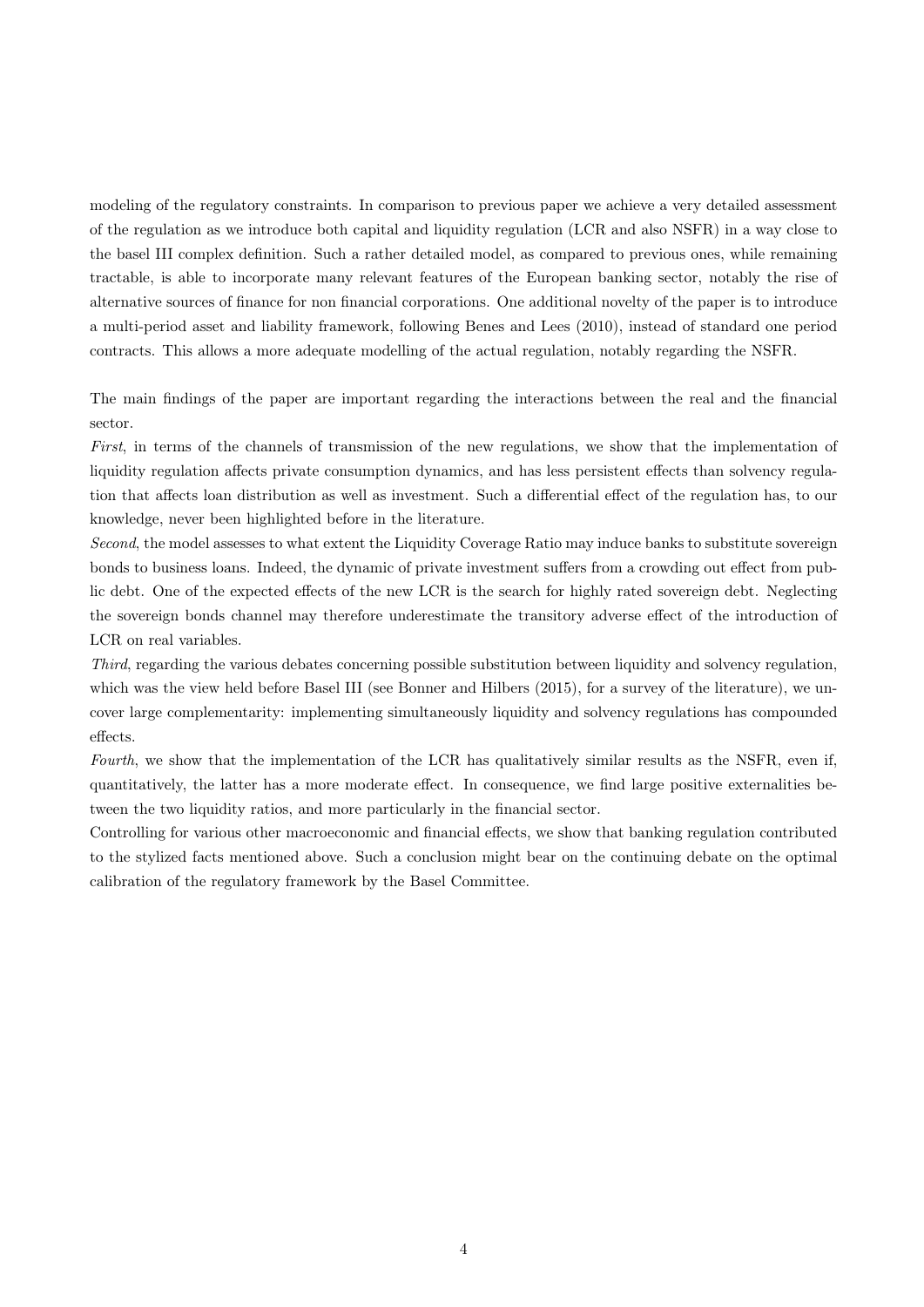modeling of the regulatory constraints. In comparison to previous paper we achieve a very detailed assessment of the regulation as we introduce both capital and liquidity regulation (LCR and also NSFR) in a way close to the basel III complex definition. Such a rather detailed model, as compared to previous ones, while remaining tractable, is able to incorporate many relevant features of the European banking sector, notably the rise of alternative sources of finance for non financial corporations. One additional novelty of the paper is to introduce a multi-period asset and liability framework, following Benes and Lees (2010), instead of standard one period contracts. This allows a more adequate modelling of the actual regulation, notably regarding the NSFR.

The main findings of the paper are important regarding the interactions between the real and the financial sector.

*First*, in terms of the channels of transmission of the new regulations, we show that the implementation of liquidity regulation affects private consumption dynamics, and has less persistent effects than solvency regulation that affects loan distribution as well as investment. Such a differential effect of the regulation has, to our knowledge, never been highlighted before in the literature.

*Second*, the model assesses to what extent the Liquidity Coverage Ratio may induce banks to substitute sovereign bonds to business loans. Indeed, the dynamic of private investment suffers from a crowding out effect from public debt. One of the expected effects of the new LCR is the search for highly rated sovereign debt. Neglecting the sovereign bonds channel may therefore underestimate the transitory adverse effect of the introduction of LCR on real variables.

*Third*, regarding the various debates concerning possible substitution between liquidity and solvency regulation, which was the view held before Basel III (see Bonner and Hilbers (2015), for a survey of the literature), we uncover large complementarity: implementing simultaneously liquidity and solvency regulations has compounded effects.

*Fourth*, we show that the implementation of the LCR has qualitatively similar results as the NSFR, even if, quantitatively, the latter has a more moderate effect. In consequence, we find large positive externalities between the two liquidity ratios, and more particularly in the financial sector.

Controlling for various other macroeconomic and financial effects, we show that banking regulation contributed to the stylized facts mentioned above. Such a conclusion might bear on the continuing debate on the optimal calibration of the regulatory framework by the Basel Committee.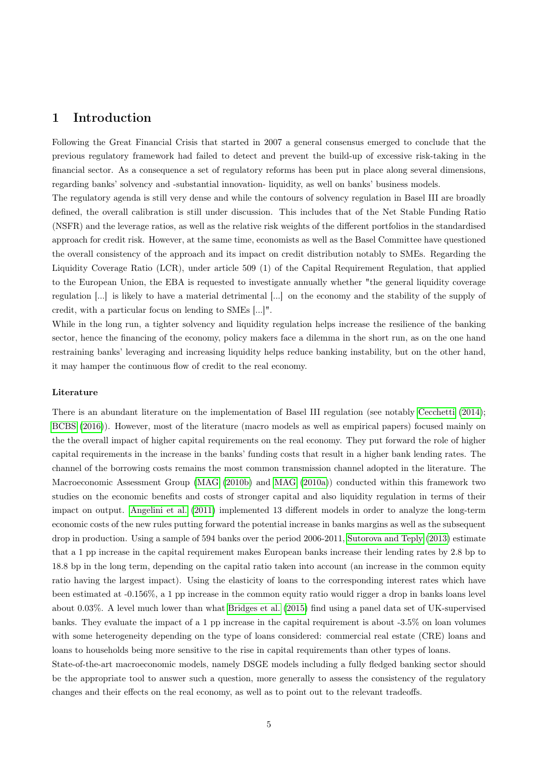# 1 Introduction

Following the Great Financial Crisis that started in 2007 a general consensus emerged to conclude that the previous regulatory framework had failed to detect and prevent the build-up of excessive risk-taking in the financial sector. As a consequence a set of regulatory reforms has been put in place along several dimensions, regarding banks' solvency and -substantial innovation- liquidity, as well on banks' business models.

The regulatory agenda is still very dense and while the contours of solvency regulation in Basel III are broadly defined, the overall calibration is still under discussion. This includes that of the Net Stable Funding Ratio (NSFR) and the leverage ratios, as well as the relative risk weights of the different portfolios in the standardised approach for credit risk. However, at the same time, economists as well as the Basel Committee have questioned the overall consistency of the approach and its impact on credit distribution notably to SMEs. Regarding the Liquidity Coverage Ratio (LCR), under article 509 (1) of the Capital Requirement Regulation, that applied to the European Union, the EBA is requested to investigate annually whether "the general liquidity coverage regulation [...] is likely to have a material detrimental [...] on the economy and the stability of the supply of credit, with a particular focus on lending to SMEs [...]".

While in the long run, a tighter solvency and liquidity regulation helps increase the resilience of the banking sector, hence the financing of the economy, policy makers face a dilemma in the short run, as on the one hand restraining banks' leveraging and increasing liquidity helps reduce banking instability, but on the other hand, it may hamper the continuous flow of credit to the real economy.

**Literature**

There is an abundant literature on the implementation of Basel III regulation (see notably Cecchetti (2014); BCBS (2016)). However, most of the literature (macro models as well as empirical papers) focused mainly on the the overall impact of higher capital requirements on the real economy. They put forward the role of higher capital requirements in the increase in the banks' funding costs that result in a higher bank lending rates. The channel of the borrowing costs remains the most common transmission channel adopted in the literature. The Macroeconomic Assessment Group (MAG (2010b) and MAG (2010a)) conducted within this framework two studies on the economic benefits and costs of stronger capital and also liquidity regulation in terms of their impact on output. Angelini et al. (2011) implemented 13 different models in order to analyze the long-term economic costs of the new rules putting forward the potential increase in banks margins as well as the subsequent drop in production. Using a sample of 594 banks over the period 2006-2011, Sutorova and Teply (2013) estimate that a 1 pp increase in the capital requirement makes European banks increase their lending rates by 2.8 bp to 18.8 bp in the long term, depending on the capital ratio taken into account (an increase in the common equity ratio having the largest impact). Using the elasticity of loans to the corresponding interest rates which have been estimated at -0.156%, a 1 pp increase in the common equity ratio would rigger a drop in banks loans level about 0.03%. A level much lower than what Bridges et al. (2015) find using a panel data set of UK-supervised banks. They evaluate the impact of a 1 pp increase in the capital requirement is about -3.5% on loan volumes with some heterogeneity depending on the type of loans considered: commercial real estate (CRE) loans and loans to households being more sensitive to the rise in capital requirements than other types of loans.

State-of-the-art macroeconomic models, namely DSGE models including a fully fledged banking sector should be the appropriate tool to answer such a question, more generally to assess the consistency of the regulatory changes and their effects on the real economy, as well as to point out to the relevant tradeoffs.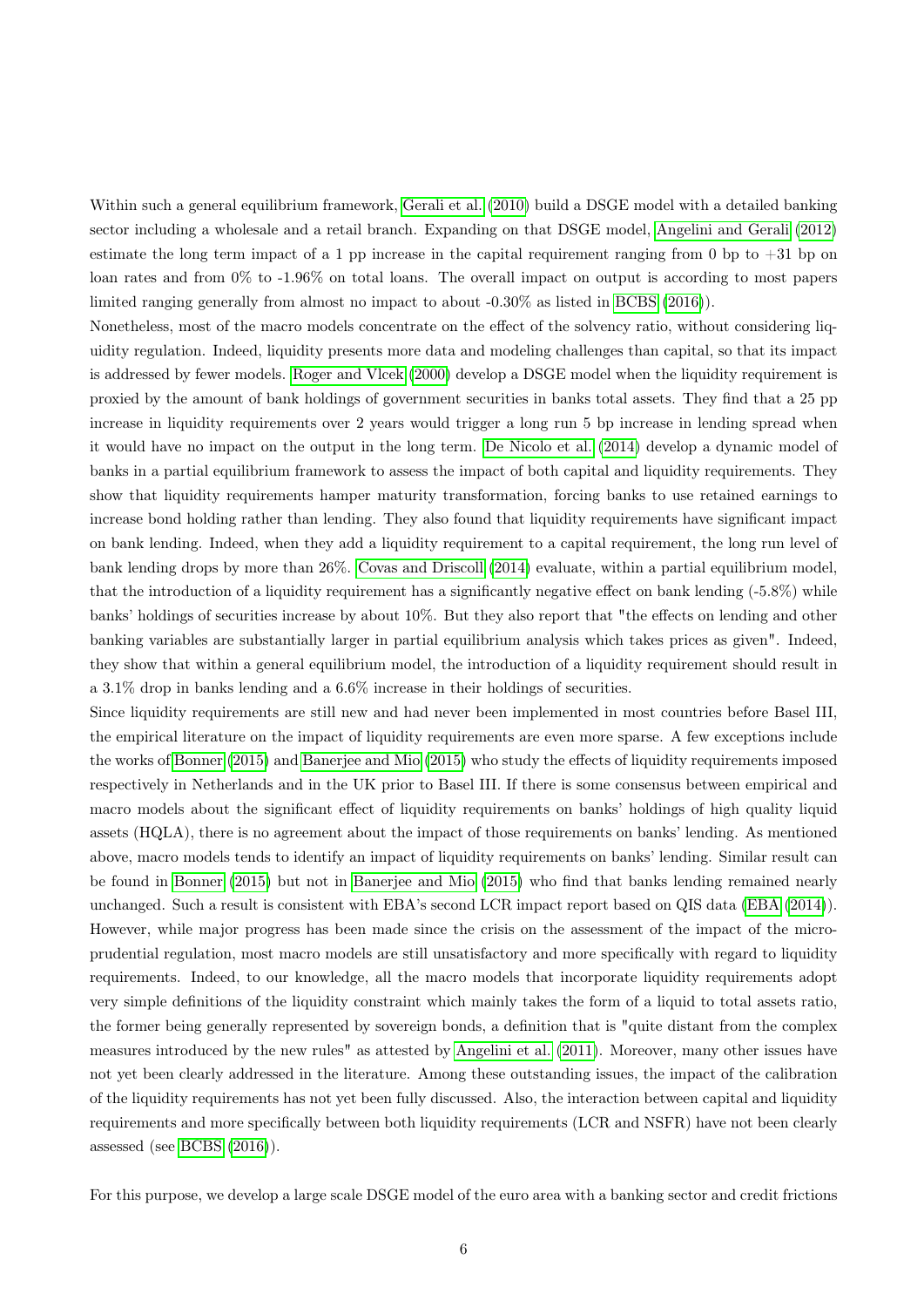Within such a general equilibrium framework, Gerali et al. (2010) build a DSGE model with a detailed banking sector including a wholesale and a retail branch. Expanding on that DSGE model, Angelini and Gerali (2012) estimate the long term impact of a 1 pp increase in the capital requirement ranging from 0 bp to +31 bp on loan rates and from 0% to -1.96% on total loans. The overall impact on output is according to most papers limited ranging generally from almost no impact to about -0.30% as listed in BCBS (2016)).

Nonetheless, most of the macro models concentrate on the effect of the solvency ratio, without considering liquidity regulation. Indeed, liquidity presents more data and modeling challenges than capital, so that its impact is addressed by fewer models. Roger and Vlcek (2000) develop a DSGE model when the liquidity requirement is proxied by the amount of bank holdings of government securities in banks total assets. They find that a 25 pp increase in liquidity requirements over 2 years would trigger a long run 5 bp increase in lending spread when it would have no impact on the output in the long term. De Nicolo et al. (2014) develop a dynamic model of banks in a partial equilibrium framework to assess the impact of both capital and liquidity requirements. They show that liquidity requirements hamper maturity transformation, forcing banks to use retained earnings to increase bond holding rather than lending. They also found that liquidity requirements have significant impact on bank lending. Indeed, when they add a liquidity requirement to a capital requirement, the long run level of bank lending drops by more than 26%. Covas and Driscoll (2014) evaluate, within a partial equilibrium model, that the introduction of a liquidity requirement has a significantly negative effect on bank lending (-5.8%) while banks' holdings of securities increase by about 10%. But they also report that "the effects on lending and other banking variables are substantially larger in partial equilibrium analysis which takes prices as given". Indeed, they show that within a general equilibrium model, the introduction of a liquidity requirement should result in a 3.1% drop in banks lending and a 6.6% increase in their holdings of securities.

Since liquidity requirements are still new and had never been implemented in most countries before Basel III, the empirical literature on the impact of liquidity requirements are even more sparse. A few exceptions include the works of Bonner (2015) and Banerjee and Mio (2015) who study the effects of liquidity requirements imposed respectively in Netherlands and in the UK prior to Basel III. If there is some consensus between empirical and macro models about the significant effect of liquidity requirements on banks' holdings of high quality liquid assets (HQLA), there is no agreement about the impact of those requirements on banks' lending. As mentioned above, macro models tends to identify an impact of liquidity requirements on banks' lending. Similar result can be found in Bonner (2015) but not in Banerjee and Mio (2015) who find that banks lending remained nearly unchanged. Such a result is consistent with EBA's second LCR impact report based on QIS data (EBA (2014)). However, while major progress has been made since the crisis on the assessment of the impact of the microprudential regulation, most macro models are still unsatisfactory and more specifically with regard to liquidity requirements. Indeed, to our knowledge, all the macro models that incorporate liquidity requirements adopt very simple definitions of the liquidity constraint which mainly takes the form of a liquid to total assets ratio, the former being generally represented by sovereign bonds, a definition that is "quite distant from the complex measures introduced by the new rules" as attested by Angelini et al. (2011). Moreover, many other issues have not yet been clearly addressed in the literature. Among these outstanding issues, the impact of the calibration of the liquidity requirements has not yet been fully discussed. Also, the interaction between capital and liquidity requirements and more specifically between both liquidity requirements (LCR and NSFR) have not been clearly assessed (see BCBS (2016)).

For this purpose, we develop a large scale DSGE model of the euro area with a banking sector and credit frictions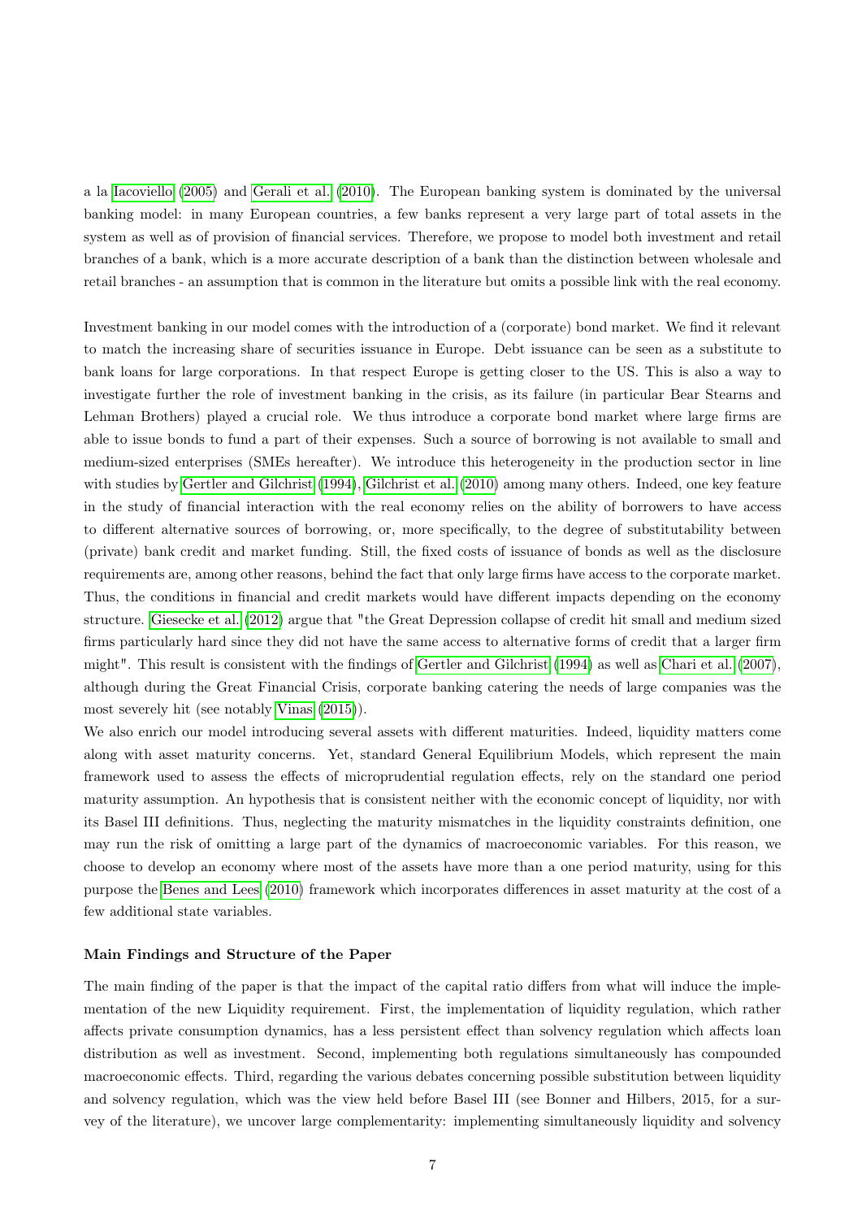a la Iacoviello (2005) and Gerali et al. (2010). The European banking system is dominated by the universal banking model: in many European countries, a few banks represent a very large part of total assets in the system as well as of provision of financial services. Therefore, we propose to model both investment and retail branches of a bank, which is a more accurate description of a bank than the distinction between wholesale and retail branches - an assumption that is common in the literature but omits a possible link with the real economy.

Investment banking in our model comes with the introduction of a (corporate) bond market. We find it relevant to match the increasing share of securities issuance in Europe. Debt issuance can be seen as a substitute to bank loans for large corporations. In that respect Europe is getting closer to the US. This is also a way to investigate further the role of investment banking in the crisis, as its failure (in particular Bear Stearns and Lehman Brothers) played a crucial role. We thus introduce a corporate bond market where large firms are able to issue bonds to fund a part of their expenses. Such a source of borrowing is not available to small and medium-sized enterprises (SMEs hereafter). We introduce this heterogeneity in the production sector in line with studies by Gertler and Gilchrist (1994), Gilchrist et al. (2010) among many others. Indeed, one key feature in the study of financial interaction with the real economy relies on the ability of borrowers to have access to different alternative sources of borrowing, or, more specifically, to the degree of substitutability between (private) bank credit and market funding. Still, the fixed costs of issuance of bonds as well as the disclosure requirements are, among other reasons, behind the fact that only large firms have access to the corporate market. Thus, the conditions in financial and credit markets would have different impacts depending on the economy structure. Giesecke et al. (2012) argue that "the Great Depression collapse of credit hit small and medium sized firms particularly hard since they did not have the same access to alternative forms of credit that a larger firm might". This result is consistent with the findings of Gertler and Gilchrist (1994) as well as Chari et al. (2007), although during the Great Financial Crisis, corporate banking catering the needs of large companies was the most severely hit (see notably Vinas (2015)).

We also enrich our model introducing several assets with different maturities. Indeed, liquidity matters come along with asset maturity concerns. Yet, standard General Equilibrium Models, which represent the main framework used to assess the effects of microprudential regulation effects, rely on the standard one period maturity assumption. An hypothesis that is consistent neither with the economic concept of liquidity, nor with its Basel III definitions. Thus, neglecting the maturity mismatches in the liquidity constraints definition, one may run the risk of omitting a large part of the dynamics of macroeconomic variables. For this reason, we choose to develop an economy where most of the assets have more than a one period maturity, using for this purpose the Benes and Lees (2010) framework which incorporates differences in asset maturity at the cost of a few additional state variables.

**Main Findings and Structure of the Paper**

The main finding of the paper is that the impact of the capital ratio differs from what will induce the implementation of the new Liquidity requirement. First, the implementation of liquidity regulation, which rather affects private consumption dynamics, has a less persistent effect than solvency regulation which affects loan distribution as well as investment. Second, implementing both regulations simultaneously has compounded macroeconomic effects. Third, regarding the various debates concerning possible substitution between liquidity and solvency regulation, which was the view held before Basel III (see Bonner and Hilbers, 2015, for a survey of the literature), we uncover large complementarity: implementing simultaneously liquidity and solvency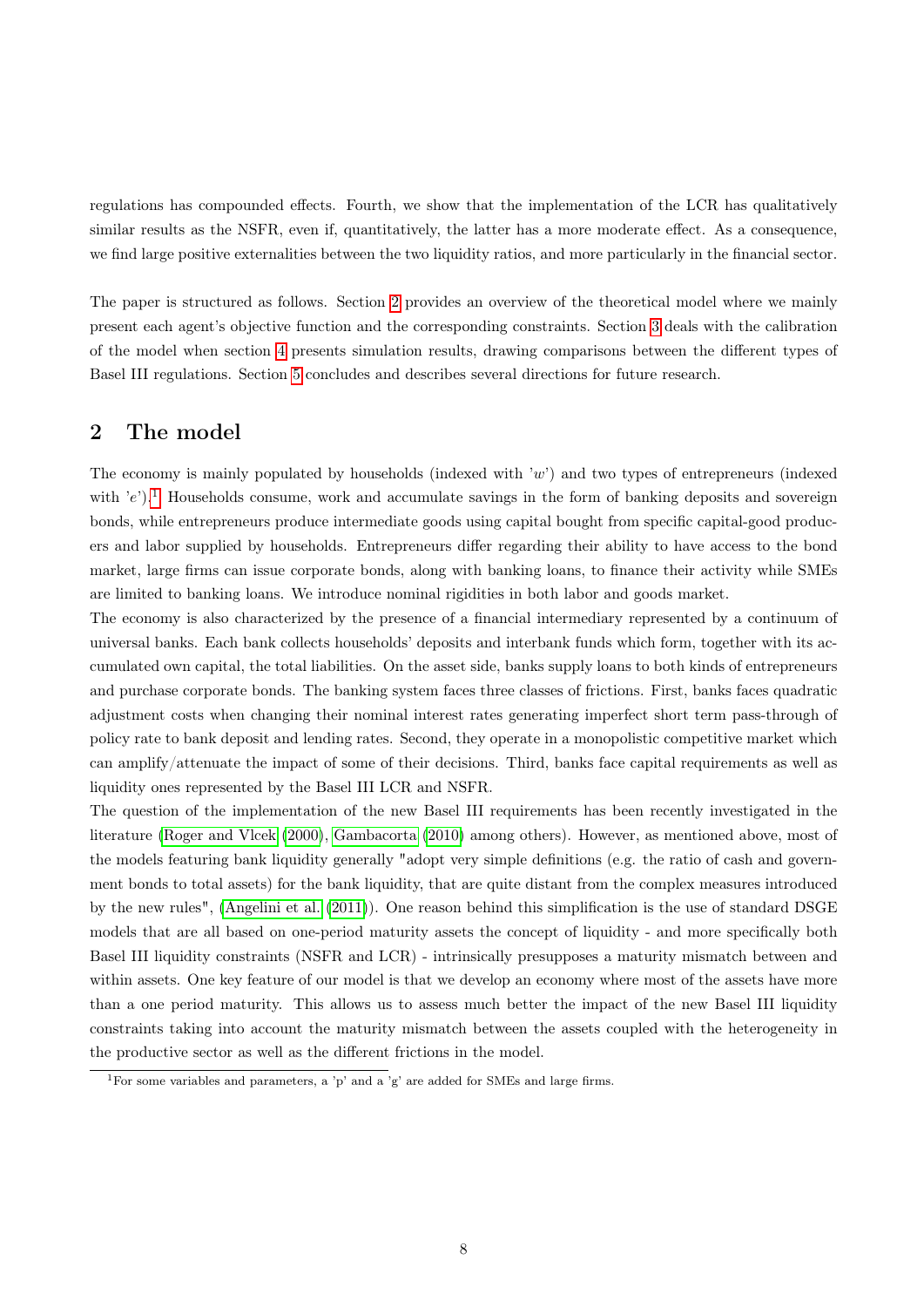regulations has compounded effects. Fourth, we show that the implementation of the LCR has qualitatively similar results as the NSFR, even if, quantitatively, the latter has a more moderate effect. As a consequence, we find large positive externalities between the two liquidity ratios, and more particularly in the financial sector.

The paper is structured as follows. Section 2 provides an overview of the theoretical model where we mainly present each agent's objective function and the corresponding constraints. Section 3 deals with the calibration of the model when section 4 presents simulation results, drawing comparisons between the different types of Basel III regulations. Section 5 concludes and describes several directions for future research.

## 2 The model

The economy is mainly populated by households (indexed with '$w$') and two types of entrepreneurs (indexed with '$e$').[1] Households consume, work and accumulate savings in the form of banking deposits and sovereign bonds, while entrepreneurs produce intermediate goods using capital bought from specific capital-good producers and labor supplied by households. Entrepreneurs differ regarding their ability to have access to the bond market, large firms can issue corporate bonds, along with banking loans, to finance their activity while SMEs are limited to banking loans. We introduce nominal rigidities in both labor and goods market.

The economy is also characterized by the presence of a financial intermediary represented by a continuum of universal banks. Each bank collects households' deposits and interbank funds which form, together with its accumulated own capital, the total liabilities. On the asset side, banks supply loans to both kinds of entrepreneurs and purchase corporate bonds. The banking system faces three classes of frictions. First, banks faces quadratic adjustment costs when changing their nominal interest rates generating imperfect short term pass-through of policy rate to bank deposit and lending rates. Second, they operate in a monopolistic competitive market which can amplify/attenuate the impact of some of their decisions. Third, banks face capital requirements as well as liquidity ones represented by the Basel III LCR and NSFR.

The question of the implementation of the new Basel III requirements has been recently investigated in the literature (Roger and Vlcek (2000), Gambacorta (2010) among others). However, as mentioned above, most of the models featuring bank liquidity generally "adopt very simple definitions (e.g. the ratio of cash and government bonds to total assets) for the bank liquidity, that are quite distant from the complex measures introduced by the new rules", (Angelini et al. (2011)). One reason behind this simplification is the use of standard DSGE models that are all based on one-period maturity assets the concept of liquidity - and more specifically both Basel III liquidity constraints (NSFR and LCR) - intrinsically presupposes a maturity mismatch between and within assets. One key feature of our model is that we develop an economy where most of the assets have more than a one period maturity. This allows us to assess much better the impact of the new Basel III liquidity constraints taking into account the maturity mismatch between the assets coupled with the heterogeneity in the productive sector as well as the different frictions in the model.

---

[1] For some variables and parameters, a 'p' and a 'g' are added for SMEs and large firms.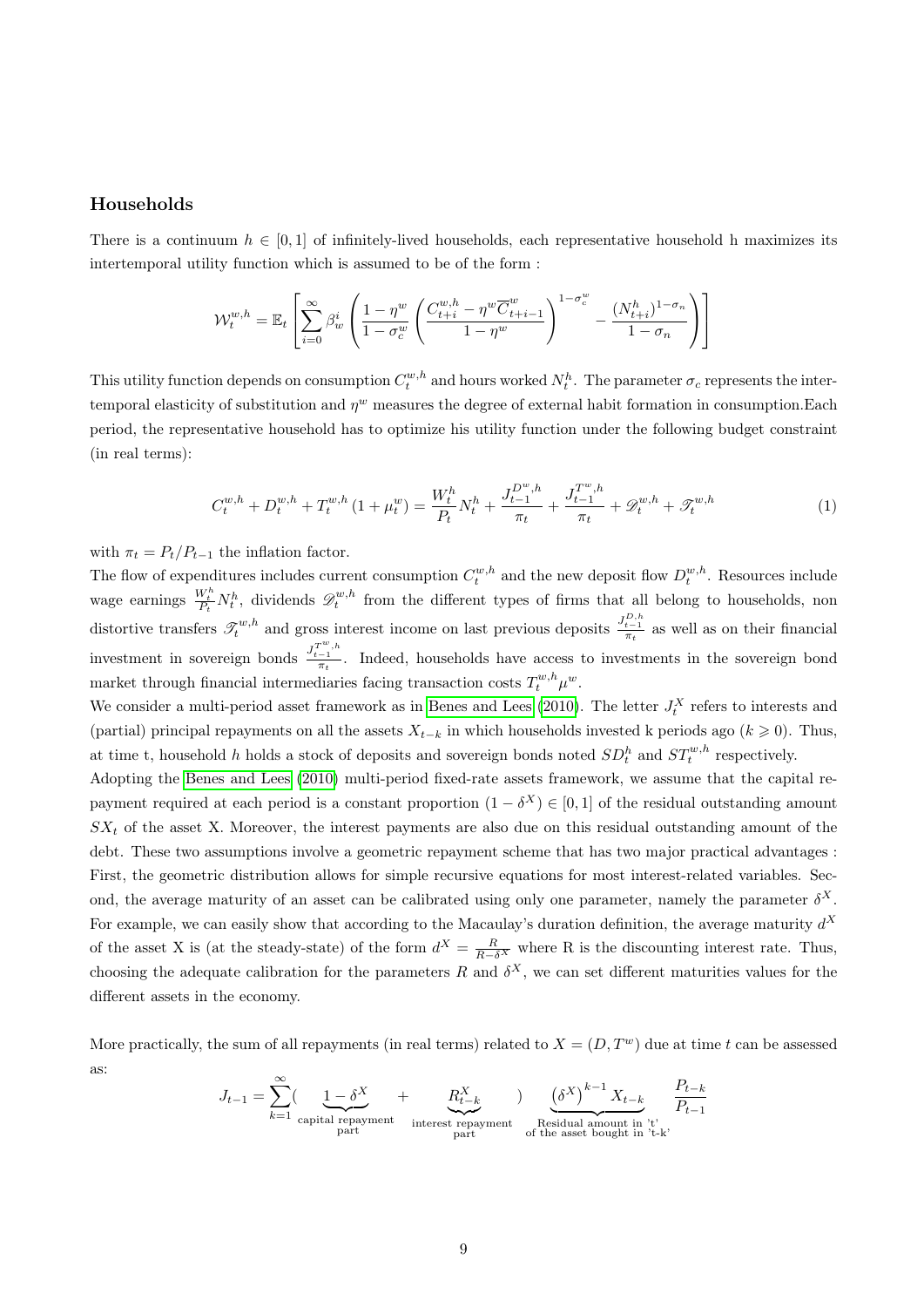### Households

There is a continuum $h \in [0,1]$ of infinitely-lived households, each representative household h maximizes its intertemporal utility function which is assumed to be of the form :

$$\mathcal{W}_t^{w,h} = \mathbb{E}_t \left[ \sum_{i=0}^{\infty} \beta_w^i \left( \frac{1-\eta^w}{1-\sigma_c^w} \left( \frac{C_{t+i}^{w,h} - \eta^w \overline{C}_{t+i-1}^w}{1-\eta^w} \right)^{1-\sigma_c^w} - \frac{(N_{t+i}^h)^{1-\sigma_n}}{1-\sigma_n} \right) \right]$$

This utility function depends on consumption $C_t^{w,h}$ and hours worked $N_t^h$. The parameter $\sigma_c$ represents the intertemporal elasticity of substitution and $\eta^w$ measures the degree of external habit formation in consumption.Each period, the representative household has to optimize his utility function under the following budget constraint (in real terms):

$$C_t^{w,h} + D_t^{w,h} + T_t^{w,h}(1+\mu_t^w) = \frac{W_t^h}{P_t} N_t^h + \frac{J_{t-1}^{D^w,h}}{\pi_t} + \frac{J_{t-1}^{T^w,h}}{\pi_t} + \mathscr{D}_t^{w,h} + \mathscr{T}_t^{w,h} \tag{1}$$

with $\pi_t = P_t / P_{t-1}$ the inflation factor.

The flow of expenditures includes current consumption $C_t^{w,h}$ and the new deposit flow $D_t^{w,h}$. Resources include wage earnings $\frac{W_t^h}{P_t} N_t^h$, dividends $\mathscr{D}_t^{w,h}$ from the different types of firms that all belong to households, non distortive transfers $\mathscr{T}_t^{w,h}$ and gross interest income on last previous deposits $\frac{J_{t-1}^{D,h}}{\pi_t}$ as well as on their financial investment in sovereign bonds $\frac{J_{t-1}^{T^w,h}}{\pi_t}$. Indeed, households have access to investments in the sovereign bond market through financial intermediaries facing transaction costs $T_t^{w,h}\mu^w$.

We consider a multi-period asset framework as in Benes and Lees (2010). The letter $J_t^X$ refers to interests and (partial) principal repayments on all the assets $X_{t-k}$ in which households invested k periods ago ($k \geqslant 0$). Thus, at time t, household $h$ holds a stock of deposits and sovereign bonds noted $SD_t^h$ and $ST_t^{w,h}$ respectively.

Adopting the Benes and Lees (2010) multi-period fixed-rate assets framework, we assume that the capital repayment required at each period is a constant proportion $(1-\delta^X) \in [0,1]$ of the residual outstanding amount $SX_t$ of the asset X. Moreover, the interest payments are also due on this residual outstanding amount of the debt. These two assumptions involve a geometric repayment scheme that has two major practical advantages : First, the geometric distribution allows for simple recursive equations for most interest-related variables. Second, the average maturity of an asset can be calibrated using only one parameter, namely the parameter $\delta^X$. For example, we can easily show that according to the Macaulay's duration definition, the average maturity $d^X$ of the asset X is (at the steady-state) of the form $d^X = \frac{R}{R-\delta^X}$ where R is the discounting interest rate. Thus, choosing the adequate calibration for the parameters $R$ and $\delta^X$, we can set different maturities values for the different assets in the economy.

More practically, the sum of all repayments (in real terms) related to $X = (D, T^w)$ due at time $t$ can be assessed as:

$$J_{t-1} = \sum_{k=1}^{\infty} ( \underbrace{1-\delta^X}_{\text{capital repayment part}} + \underbrace{R_{t-k}^X}_{\text{interest repayment part}} ) \underbrace{\left(\delta^X\right)^{k-1} X_{t-k}}_{\text{Residual amount in 't' of the asset bought in 't-k'}} \frac{P_{t-k}}{P_{t-1}}$$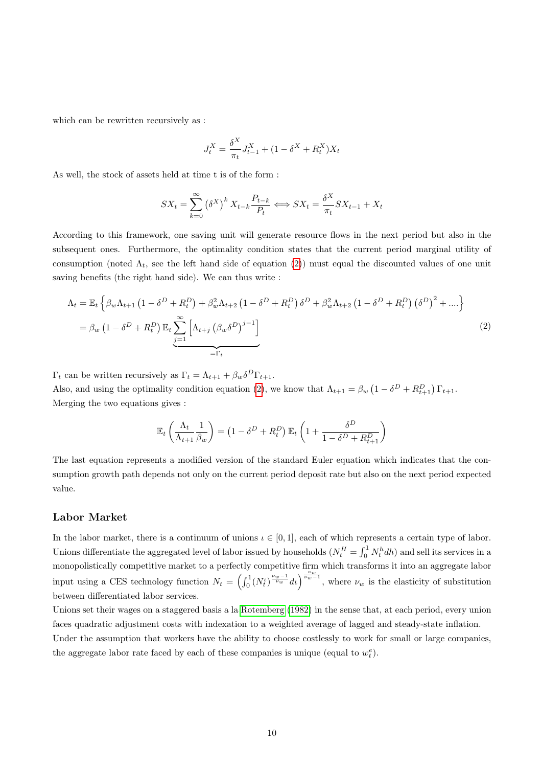which can be rewritten recursively as :

$$J_t^X = \frac{\delta^X}{\pi_t} J_{t-1}^X + (1 - \delta^X + R_t^X) X_t$$

As well, the stock of assets held at time t is of the form :

$$SX_t = \sum_{k=0}^{\infty} \left(\delta^X\right)^k X_{t-k} \frac{P_{t-k}}{P_t} \Longleftrightarrow SX_t = \frac{\delta^X}{\pi_t} SX_{t-1} + X_t$$

According to this framework, one saving unit will generate resource flows in the next period but also in the subsequent ones. Furthermore, the optimality condition states that the current period marginal utility of consumption (noted $\Lambda_t$, see the left hand side of equation (2)) must equal the discounted values of one unit saving benefits (the right hand side). We can thus write :

$$\begin{aligned}
\Lambda_t &= \mathbb{E}_t \left\{ \beta_w \Lambda_{t+1} \left(1 - \delta^D + R_t^D\right) + \beta_w^2 \Lambda_{t+2} \left(1 - \delta^D + R_t^D\right) \delta^D + \beta_w^2 \Lambda_{t+2} \left(1 - \delta^D + R_t^D\right) \left(\delta^D\right)^2 + .... \right\} \\
&= \beta_w \left(1 - \delta^D + R_t^D\right) \mathbb{E}_t \underbrace{\sum_{j=1}^{\infty} \left[ \Lambda_{t+j} \left(\beta_w \delta^D\right)^{j-1} \right]}_{=\Gamma_t}
\end{aligned} \tag{2}$$

$\Gamma_t$ can be written recursively as $\Gamma_t = \Lambda_{t+1} + \beta_w \delta^D \Gamma_{t+1}$.
Also, and using the optimality condition equation (2), we know that $\Lambda_{t+1} = \beta_w \left(1 - \delta^D + R_{t+1}^D\right) \Gamma_{t+1}$.
Merging the two equations gives :

$$\mathbb{E}_t \left( \frac{\Lambda_t}{\Lambda_{t+1}} \frac{1}{\beta_w} \right) = \left(1 - \delta^D + R_t^D\right) \mathbb{E}_t \left( 1 + \frac{\delta^D}{1 - \delta^D + R_{t+1}^D} \right)$$

The last equation represents a modified version of the standard Euler equation which indicates that the consumption growth path depends not only on the current period deposit rate but also on the next period expected value.

### Labor Market

In the labor market, there is a continuum of unions $\iota \in [0, 1]$, each of which represents a certain type of labor. Unions differentiate the aggregated level of labor issued by households ($N_t^H = \int_0^1 N_t^h dh$) and sell its services in a monopolistically competitive market to a perfectly competitive firm which transforms it into an aggregate labor input using a CES technology function $N_t = \left( \int_0^1 (N_t^\iota)^{\frac{\nu_w - 1}{\nu_w}} d\iota \right)^{\frac{\nu_w}{\nu_w - 1}}$, where $\nu_w$ is the elasticity of substitution between differentiated labor services.
Unions set their wages on a staggered basis a la Rotemberg (1982) in the sense that, at each period, every union faces quadratic adjustment costs with indexation to a weighted average of lagged and steady-state inflation.
Under the assumption that workers have the ability to choose costlessly to work for small or large companies, the aggregate labor rate faced by each of these companies is unique (equal to $w_t^e$).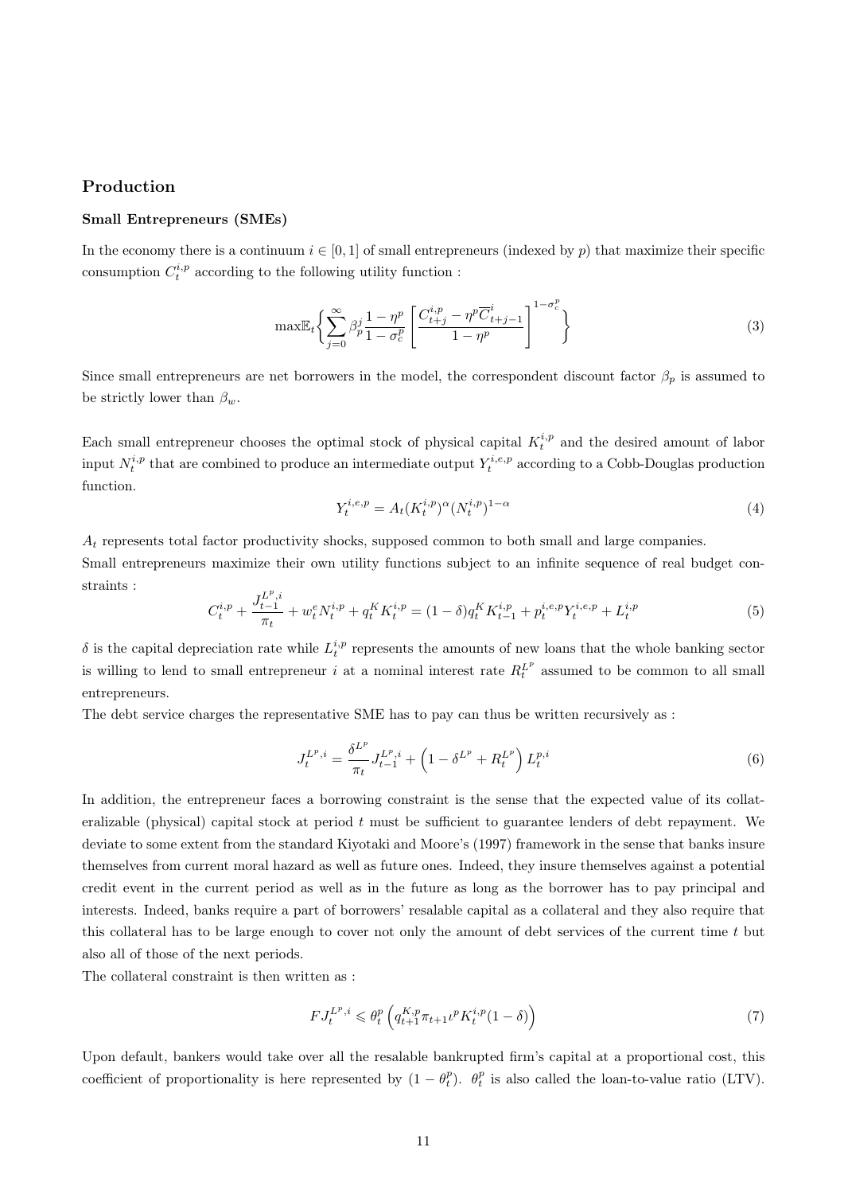## Production

### Small Entrepreneurs (SMEs)

In the economy there is a continuum $i \in [0,1]$ of small entrepreneurs (indexed by $p$) that maximize their specific consumption $C_t^{i,p}$ according to the following utility function :

$$\max \mathbb{E}_t \left\{ \sum_{j=0}^{\infty} \beta_p^j \frac{1-\eta^p}{1-\sigma_c^p} \left[ \frac{C_{t+j}^{i,p} - \eta^p \overline{C}_{t+j-1}^i}{1-\eta^p} \right]^{1-\sigma_c^p} \right\} \tag{3}$$

Since small entrepreneurs are net borrowers in the model, the correspondent discount factor $\beta_p$ is assumed to be strictly lower than $\beta_w$.

Each small entrepreneur chooses the optimal stock of physical capital $K_t^{i,p}$ and the desired amount of labor input $N_t^{i,p}$ that are combined to produce an intermediate output $Y_t^{i,e,p}$ according to a Cobb-Douglas production function.

$$Y_t^{i,e,p} = A_t (K_t^{i,p})^{\alpha} (N_t^{i,p})^{1-\alpha} \tag{4}$$

$A_t$ represents total factor productivity shocks, supposed common to both small and large companies.

Small entrepreneurs maximize their own utility functions subject to an infinite sequence of real budget constraints :

$$C_t^{i,p} + \frac{J_{t-1}^{L^p,i}}{\pi_t} + w_t^e N_t^{i,p} + q_t^K K_t^{i,p} = (1-\delta) q_t^K K_{t-1}^{i,p} + p_t^{i,e,p} Y_t^{i,e,p} + L_t^{i,p} \tag{5}$$

$\delta$ is the capital depreciation rate while $L_t^{i,p}$ represents the amounts of new loans that the whole banking sector is willing to lend to small entrepreneur $i$ at a nominal interest rate $R_t^{L^p}$ assumed to be common to all small entrepreneurs.

The debt service charges the representative SME has to pay can thus be written recursively as :

$$J_t^{L^p,i} = \frac{\delta^{L^p}}{\pi_t} J_{t-1}^{L^p,i} + \left(1 - \delta^{L^p} + R_t^{L^p}\right) L_t^{p,i} \tag{6}$$

In addition, the entrepreneur faces a borrowing constraint is the sense that the expected value of its collateralizable (physical) capital stock at period $t$ must be sufficient to guarantee lenders of debt repayment. We deviate to some extent from the standard Kiyotaki and Moore's (1997) framework in the sense that banks insure themselves from current moral hazard as well as future ones. Indeed, they insure themselves against a potential credit event in the current period as well as in the future as long as the borrower has to pay principal and interests. Indeed, banks require a part of borrowers' resalable capital as a collateral and they also require that this collateral has to be large enough to cover not only the amount of debt services of the current time $t$ but also all of those of the next periods.

The collateral constraint is then written as :

$$F J_t^{L^p,i} \leqslant \theta_t^p \left( q_{t+1}^{K,p} \pi_{t+1} \iota^p K_t^{i,p} (1-\delta) \right) \tag{7}$$

Upon default, bankers would take over all the resalable bankrupted firm's capital at a proportional cost, this coefficient of proportionality is here represented by $(1-\theta_t^p)$. $\theta_t^p$ is also called the loan-to-value ratio (LTV).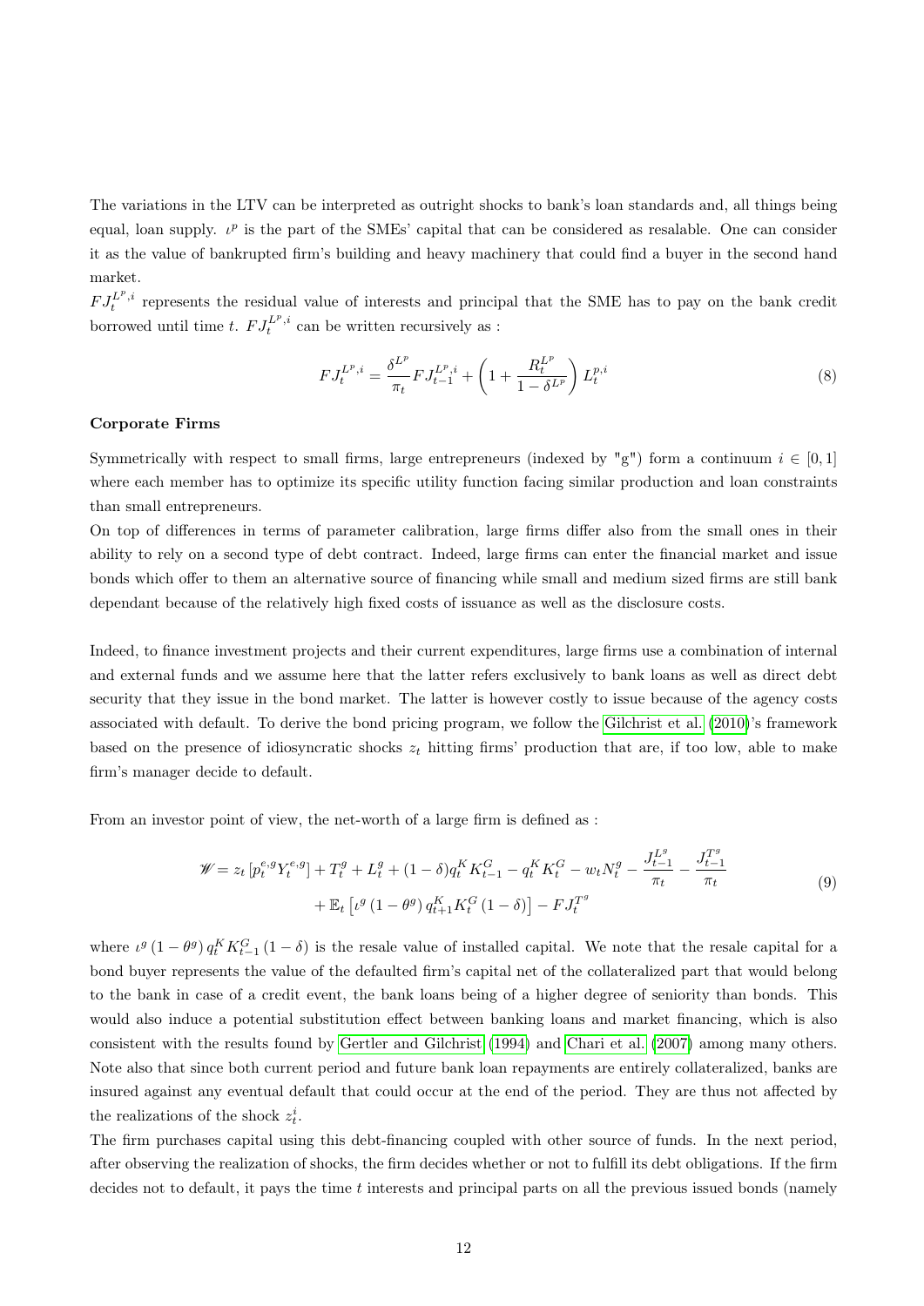The variations in the LTV can be interpreted as outright shocks to bank's loan standards and, all things being equal, loan supply. $\iota^p$ is the part of the SMEs' capital that can be considered as resalable. One can consider it as the value of bankrupted firm's building and heavy machinery that could find a buyer in the second hand market.

$FJ_t^{L^p,i}$ represents the residual value of interests and principal that the SME has to pay on the bank credit borrowed until time $t$. $FJ_t^{L^p,i}$ can be written recursively as :

$$FJ_t^{L^p,i} = \frac{\delta^{L^p}}{\pi_t} FJ_{t-1}^{L^p,i} + \left(1 + \frac{R_t^{L^p}}{1-\delta^{L^p}}\right) L_t^{p,i} \tag{8}$$

**Corporate Firms**

Symmetrically with respect to small firms, large entrepreneurs (indexed by "g") form a continuum $i \in [0,1]$ where each member has to optimize its specific utility function facing similar production and loan constraints than small entrepreneurs.

On top of differences in terms of parameter calibration, large firms differ also from the small ones in their ability to rely on a second type of debt contract. Indeed, large firms can enter the financial market and issue bonds which offer to them an alternative source of financing while small and medium sized firms are still bank dependant because of the relatively high fixed costs of issuance as well as the disclosure costs.

Indeed, to finance investment projects and their current expenditures, large firms use a combination of internal and external funds and we assume here that the latter refers exclusively to bank loans as well as direct debt security that they issue in the bond market. The latter is however costly to issue because of the agency costs associated with default. To derive the bond pricing program, we follow the Gilchrist et al. (2010)'s framework based on the presence of idiosyncratic shocks $z_t$ hitting firms' production that are, if too low, able to make firm's manager decide to default.

From an investor point of view, the net-worth of a large firm is defined as :

$$\begin{aligned}\mathscr{W} = z_t\left[p_t^{e,g}Y_t^{e,g}\right] + T_t^g + L_t^g + (1-\delta)q_t^K K_{t-1}^G - q_t^K K_t^G - w_t N_t^g - \frac{J_{t-1}^{L^g}}{\pi_t} - \frac{J_{t-1}^{T^g}}{\pi_t} \\ + \mathbb{E}_t\left[\iota^g\left(1-\theta^g\right)q_{t+1}^K K_t^G\left(1-\delta\right)\right] - FJ_t^{T^g}\end{aligned} \tag{9}$$

where $\iota^g\left(1-\theta^g\right)q_t^K K_{t-1}^G\left(1-\delta\right)$ is the resale value of installed capital. We note that the resale capital for a bond buyer represents the value of the defaulted firm's capital net of the collateralized part that would belong to the bank in case of a credit event, the bank loans being of a higher degree of seniority than bonds. This would also induce a potential substitution effect between banking loans and market financing, which is also consistent with the results found by Gertler and Gilchrist (1994) and Chari et al. (2007) among many others. Note also that since both current period and future bank loan repayments are entirely collateralized, banks are insured against any eventual default that could occur at the end of the period. They are thus not affected by the realizations of the shock $z_t^i$.

The firm purchases capital using this debt-financing coupled with other source of funds. In the next period, after observing the realization of shocks, the firm decides whether or not to fulfill its debt obligations. If the firm decides not to default, it pays the time $t$ interests and principal parts on all the previous issued bonds (namely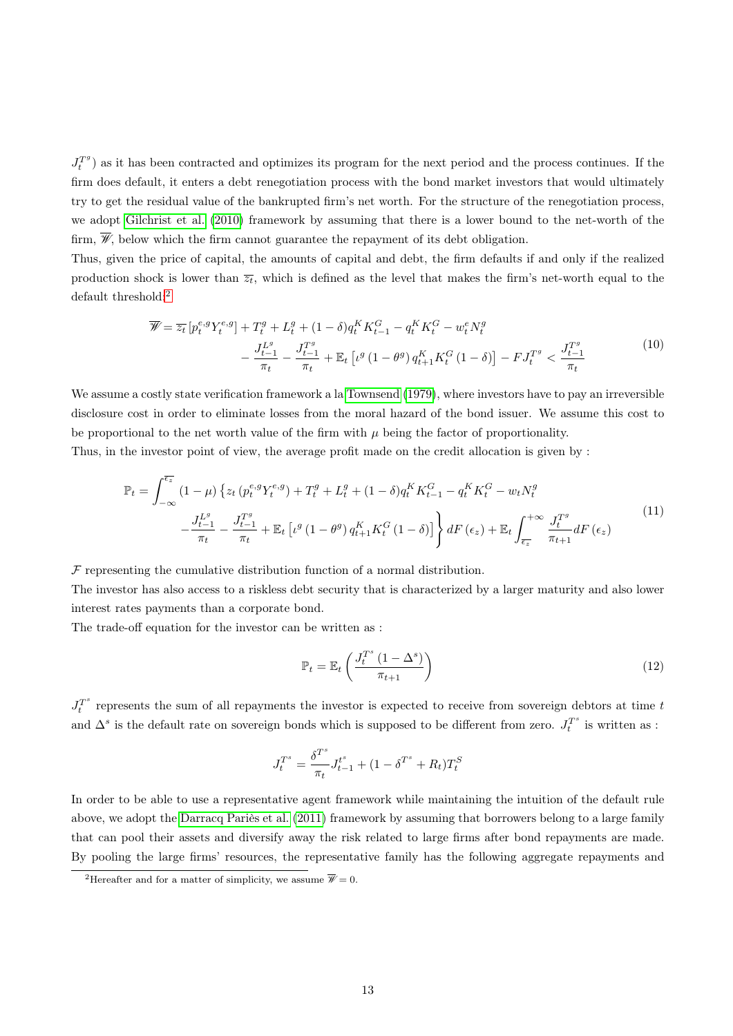$J_t^{T^g}$) as it has been contracted and optimizes its program for the next period and the process continues. If the firm does default, it enters a debt renegotiation process with the bond market investors that would ultimately try to get the residual value of the bankrupted firm's net worth. For the structure of the renegotiation process, we adopt Gilchrist et al. (2010) framework by assuming that there is a lower bound to the net-worth of the firm, $\overline{\mathscr{W}}$, below which the firm cannot guarantee the repayment of its debt obligation.

Thus, given the price of capital, the amounts of capital and debt, the firm defaults if and only if the realized production shock is lower than $\overline{z_t}$, which is defined as the level that makes the firm's net-worth equal to the default threshold:[2]

$$
\begin{aligned}
\overline{\mathscr{W}} = \overline{z_t}\left[p_t^{e,g}Y_t^{e,g}\right] + T_t^g + L_t^g + (1-\delta)q_t^K K_{t-1}^G - q_t^K K_t^G - w_t^e N_t^g \\
- \frac{J_{t-1}^{L^g}}{\pi_t} - \frac{J_{t-1}^{T^g}}{\pi_t} + \mathbb{E}_t\left[\iota^g\left(1-\theta^g\right)q_{t+1}^K K_t^G (1-\delta)\right] - F J_t^{T^g} < \frac{J_{t-1}^{T^g}}{\pi_t}
\end{aligned}
\tag{10}
$$

We assume a costly state verification framework a la Townsend (1979), where investors have to pay an irreversible disclosure cost in order to eliminate losses from the moral hazard of the bond issuer. We assume this cost to be proportional to the net worth value of the firm with $\mu$ being the factor of proportionality.

Thus, in the investor point of view, the average profit made on the credit allocation is given by :

$$
\begin{aligned}
\mathbb{P}_t = \int_{-\infty}^{\overline{\epsilon_z}} (1-\mu)\Big\{ z_t\left(p_t^{e,g}Y_t^{e,g}\right) + T_t^g + L_t^g + (1-\delta)q_t^K K_{t-1}^G - q_t^K K_t^G - w_t N_t^g \\
- \frac{J_{t-1}^{L^g}}{\pi_t} - \frac{J_{t-1}^{T^g}}{\pi_t} + \mathbb{E}_t\left[\iota^g\left(1-\theta^g\right)q_{t+1}^K K_t^G (1-\delta)\right]\Big\} dF\left(\epsilon_z\right) + \mathbb{E}_t \int_{\overline{\epsilon_z}}^{+\infty} \frac{J_t^{T^g}}{\pi_{t+1}} dF\left(\epsilon_z\right)
\end{aligned}
\tag{11}
$$

$\mathcal{F}$ representing the cumulative distribution function of a normal distribution.

The investor has also access to a riskless debt security that is characterized by a larger maturity and also lower interest rates payments than a corporate bond.

The trade-off equation for the investor can be written as :

$$
\mathbb{P}_t = \mathbb{E}_t\left(\frac{J_t^{T^s}\left(1-\Delta^s\right)}{\pi_{t+1}}\right) \tag{12}
$$

$J_t^{T^s}$ represents the sum of all repayments the investor is expected to receive from sovereign debtors at time $t$ and $\Delta^s$ is the default rate on sovereign bonds which is supposed to be different from zero. $J_t^{T^s}$ is written as :

$$
J_t^{T^s} = \frac{\delta^{T^s}}{\pi_t} J_{t-1}^{t^s} + (1 - \delta^{T^s} + R_t) T_t^S
$$

In order to be able to use a representative agent framework while maintaining the intuition of the default rule above, we adopt the Darracq Pariès et al. (2011) framework by assuming that borrowers belong to a large family that can pool their assets and diversify away the risk related to large firms after bond repayments are made. By pooling the large firms' resources, the representative family has the following aggregate repayments and

[2]Hereafter and for a matter of simplicity, we assume $\overline{\mathscr{W}} = 0$.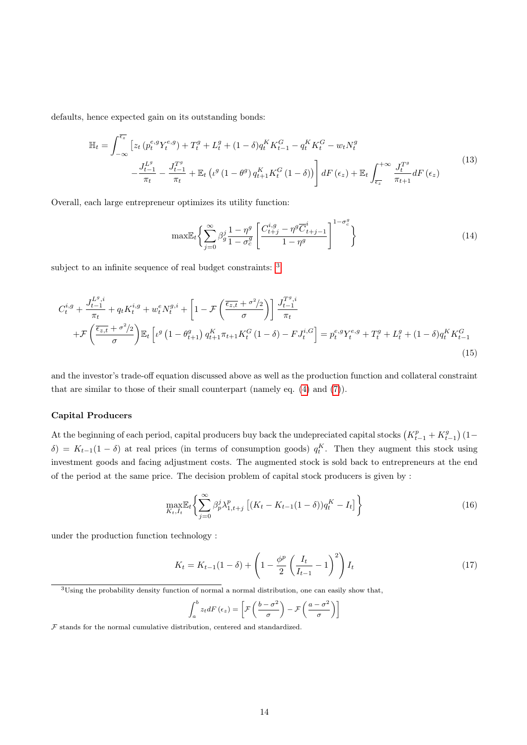defaults, hence expected gain on its outstanding bonds:

$$
\begin{aligned}
\mathbb{H}_t = \int_{-\infty}^{\overline{\epsilon_z}} \Big[ & z_t \left(p_t^{e,g} Y_t^{e,g}\right) + T_t^g + L_t^g + (1-\delta) q_t^K K_{t-1}^G - q_t^K K_t^G - w_t N_t^g \\
& - \frac{J_{t-1}^{L^g}}{\pi_t} - \frac{J_{t-1}^{T^g}}{\pi_t} + \mathbb{E}_t \left(\iota^g \left(1-\theta^g\right) q_{t+1}^K K_t^G (1-\delta)\right) \Big] dF(\epsilon_z) + \mathbb{E}_t \int_{\overline{\epsilon_z}}^{+\infty} \frac{J_t^{T^g}}{\pi_{t+1}} dF(\epsilon_z)
\end{aligned}
\tag{13}
$$

Overall, each large entrepreneur optimizes its utility function:

$$
\max \mathbb{E}_t \left\{ \sum_{j=0}^{\infty} \beta_g^j \frac{1-\eta^g}{1-\sigma_c^g} \left[ \frac{C_{t+j}^{i,g} - \eta^g \overline{C}_{t+j-1}^i}{1-\eta^g} \right]^{1-\sigma_c^g} \right\}
\tag{14}
$$

subject to an infinite sequence of real budget constraints: [3]

$$
\begin{aligned}
& C_t^{i,g} + \frac{J_{t-1}^{L^g,i}}{\pi_t} + q_t K_t^{i,g} + w_t^e N_t^{g,i} + \left[1 - \mathcal{F}\left(\frac{\overline{\epsilon_{z,t}} + \sigma^2/2}{\sigma}\right)\right] \frac{J_{t-1}^{T^g,i}}{\pi_t} \\
& + \mathcal{F}\left(\frac{\overline{\epsilon_{z,t}} + \sigma^2/2}{\sigma}\right) \mathbb{E}_t \left[\iota^g \left(1-\theta_{t+1}^g\right) q_{t+1}^K \pi_{t+1} K_t^G (1-\delta) - F J_t^{i,G}\right] = p_t^{e,g} Y_t^{e,g} + T_t^g + L_t^g + (1-\delta) q_t^K K_{t-1}^G
\end{aligned}
\tag{15}
$$

and the investor's trade-off equation discussed above as well as the production function and collateral constraint that are similar to those of their small counterpart (namely eq. (4) and (7)).

**Capital Producers**

At the beginning of each period, capital producers buy back the undepreciated capital stocks $\left(K_{t-1}^p + K_{t-1}^g\right)(1-\delta) = K_{t-1}(1-\delta)$ at real prices (in terms of consumption goods) $q_t^K$. Then they augment this stock using investment goods and facing adjustment costs. The augmented stock is sold back to entrepreneurs at the end of the period at the same price. The decision problem of capital stock producers is given by :

$$
\max_{K_t, I_t} \mathbb{E}_t \left\{ \sum_{j=0}^{\infty} \beta_p^j \lambda_{1,t+j}^p \left[(K_t - K_{t-1}(1-\delta)) q_t^K - I_t\right] \right\}
\tag{16}
$$

under the production function technology :

$$
K_t = K_{t-1}(1-\delta) + \left(1 - \frac{\phi^p}{2}\left(\frac{I_t}{I_{t-1}} - 1\right)^2\right) I_t
\tag{17}
$$

[3] Using the probability density function of normal a normal distribution, one can easily show that,

$$
\int_a^b z_t dF(\epsilon_z) = \left[\mathcal{F}\left(\frac{b-\sigma^2}{\sigma}\right) - \mathcal{F}\left(\frac{a-\sigma^2}{\sigma}\right)\right]
$$

$\mathcal{F}$ stands for the normal cumulative distribution, centered and standardized.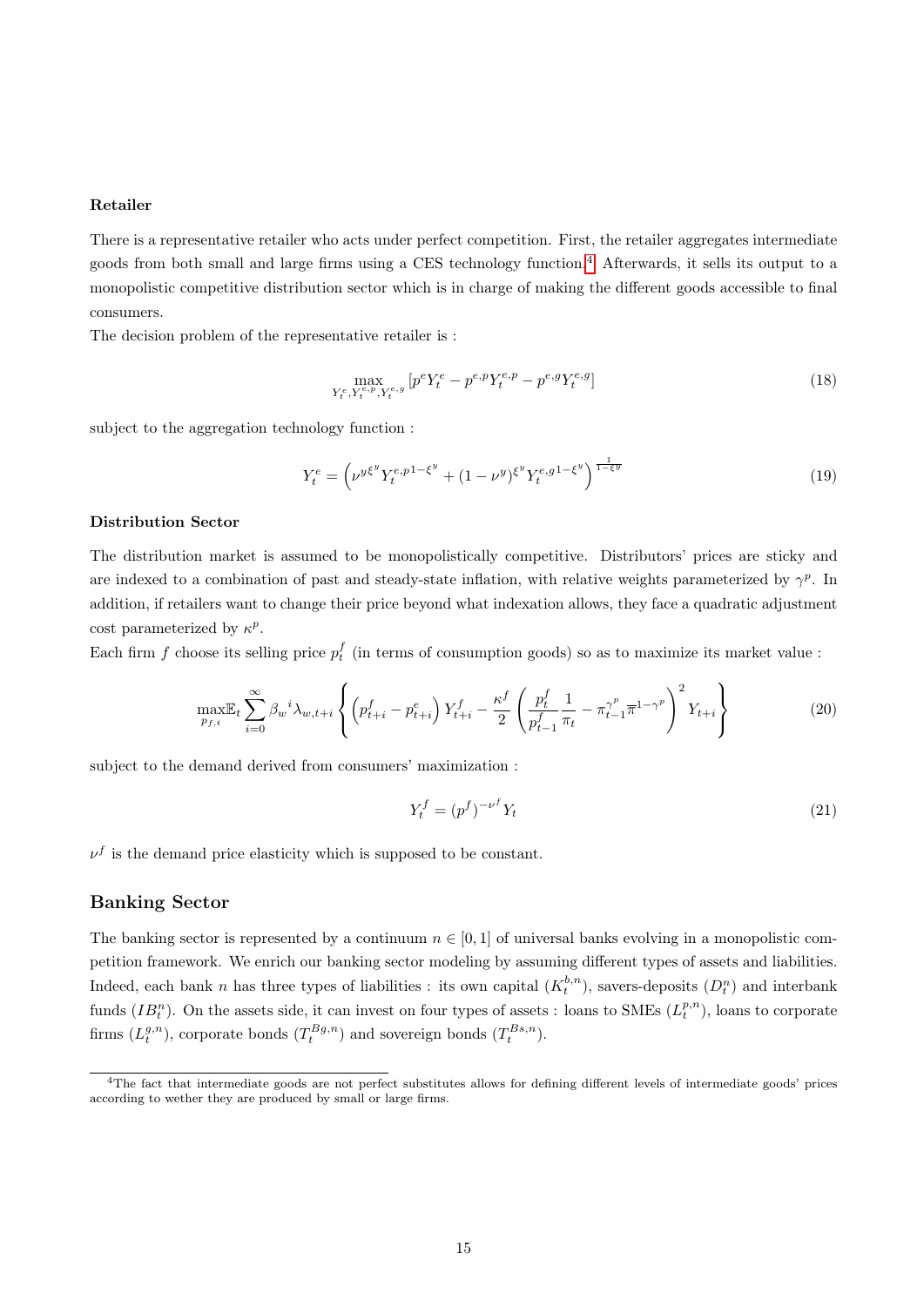**Retailer**

There is a representative retailer who acts under perfect competition. First, the retailer aggregates intermediate goods from both small and large firms using a CES technology function.[4] Afterwards, it sells its output to a monopolistic competitive distribution sector which is in charge of making the different goods accessible to final consumers.

The decision problem of the representative retailer is :

$$\max_{Y_t^e, Y_t^{e,p}, Y_t^{e,g}} \left[ p^e Y_t^e - p^{e,p} Y_t^{e,p} - p^{e,g} Y_t^{e,g} \right] \tag{18}$$

subject to the aggregation technology function :

$$Y_t^e = \left( \nu^{y\,\xi^y} Y_t^{e,p\,1-\xi^y} + (1-\nu^y)^{\xi^y} Y_t^{e,g\,1-\xi^y} \right)^{\frac{1}{1-\xi^y}} \tag{19}$$

**Distribution Sector**

The distribution market is assumed to be monopolistically competitive. Distributors' prices are sticky and are indexed to a combination of past and steady-state inflation, with relative weights parameterized by $\gamma^p$. In addition, if retailers want to change their price beyond what indexation allows, they face a quadratic adjustment cost parameterized by $\kappa^p$.

Each firm $f$ choose its selling price $p_t^f$ (in terms of consumption goods) so as to maximize its market value :

$$\max_{p_{f,t}} \mathbb{E}_t \sum_{i=0}^{\infty} {\beta_w}^i \lambda_{w,t+i} \left\{ \left( p_{t+i}^f - p_{t+i}^e \right) Y_{t+i}^f - \frac{\kappa^f}{2} \left( \frac{p_t^f}{p_{t-1}^f} \frac{1}{\pi_t} - \pi_{t-1}^{\gamma^p} \overline{\pi}^{1-\gamma^p} \right)^2 Y_{t+i} \right\} \tag{20}$$

subject to the demand derived from consumers' maximization :

$$Y_t^f = (p^f)^{-\nu^f} Y_t \tag{21}$$

$\nu^f$ is the demand price elasticity which is supposed to be constant.

## Banking Sector

The banking sector is represented by a continuum $n \in [0,1]$ of universal banks evolving in a monopolistic competition framework. We enrich our banking sector modeling by assuming different types of assets and liabilities. Indeed, each bank $n$ has three types of liabilities : its own capital ($K_t^{b,n}$), savers-deposits ($D_t^n$) and interbank funds ($IB_t^n$). On the assets side, it can invest on four types of assets : loans to SMEs ($L_t^{p,n}$), loans to corporate firms ($L_t^{g,n}$), corporate bonds ($T_t^{Bg,n}$) and sovereign bonds ($T_t^{Bs,n}$).

[4] The fact that intermediate goods are not perfect substitutes allows for defining different levels of intermediate goods' prices according to wether they are produced by small or large firms.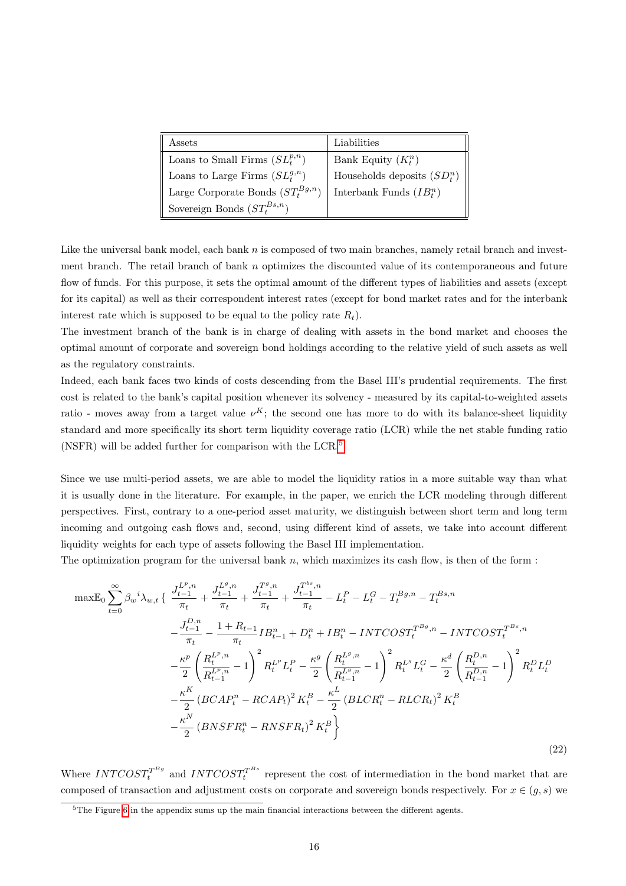| Assets | Liabilities |
|---|---|
| Loans to Small Firms ($SL_t^{p,n}$) | Bank Equity ($K_t^n$) |
| Loans to Large Firms ($SL_t^{g,n}$) | Households deposits ($SD_t^n$) |
| Large Corporate Bonds ($ST_t^{Bg,n}$) | Interbank Funds ($IB_t^n$) |
| Sovereign Bonds ($ST_t^{Bs,n}$) | |

Like the universal bank model, each bank $n$ is composed of two main branches, namely retail branch and investment branch. The retail branch of bank $n$ optimizes the discounted value of its contemporaneous and future flow of funds. For this purpose, it sets the optimal amount of the different types of liabilities and assets (except for its capital) as well as their correspondent interest rates (except for bond market rates and for the interbank interest rate which is supposed to be equal to the policy rate $R_t$).

The investment branch of the bank is in charge of dealing with assets in the bond market and chooses the optimal amount of corporate and sovereign bond holdings according to the relative yield of such assets as well as the regulatory constraints.

Indeed, each bank faces two kinds of costs descending from the Basel III's prudential requirements. The first cost is related to the bank's capital position whenever its solvency - measured by its capital-to-weighted assets ratio - moves away from a target value $\nu^K$; the second one has more to do with its balance-sheet liquidity standard and more specifically its short term liquidity coverage ratio (LCR) while the net stable funding ratio (NSFR) will be added further for comparison with the LCR.[5]

Since we use multi-period assets, we are able to model the liquidity ratios in a more suitable way than what it is usually done in the literature. For example, in the paper, we enrich the LCR modeling through different perspectives. First, contrary to a one-period asset maturity, we distinguish between short term and long term incoming and outgoing cash flows and, second, using different kind of assets, we take into account different liquidity weights for each type of assets following the Basel III implementation.

The optimization program for the universal bank $n$, which maximizes its cash flow, is then of the form :

$$
\begin{aligned}
\max \mathbb{E}_0 \sum_{t=0}^{\infty} {\beta_w}^i \lambda_{w,t} \Big\{ & \frac{J_{t-1}^{L^p,n}}{\pi_t} + \frac{J_{t-1}^{L^g,n}}{\pi_t} + \frac{J_{t-1}^{T^g,n}}{\pi_t} + \frac{J_{t-1}^{T^{bs},n}}{\pi_t} - L_t^P - L_t^G - T_t^{Bg,n} - T_t^{Bs,n} \\
& - \frac{J_{t-1}^{D,n}}{\pi_t} - \frac{1+R_{t-1}}{\pi_t} IB_{t-1}^n + D_t^n + IB_t^n - INTCOST_t^{T^{Bg},n} - INTCOST_t^{T^{Bs},n} \\
& - \frac{\kappa^p}{2}\left(\frac{R_t^{L^p,n}}{R_{t-1}^{L^p,n}} - 1\right)^2 R_t^{L^p} L_t^P - \frac{\kappa^g}{2}\left(\frac{R_t^{L^g,n}}{R_{t-1}^{L^g,n}} - 1\right)^2 R_t^{L^g} L_t^G - \frac{\kappa^d}{2}\left(\frac{R_t^{D,n}}{R_{t-1}^{D,n}} - 1\right)^2 R_t^D L_t^D \\
& - \frac{\kappa^K}{2}\left(BCAP_t^n - RCAP_t\right)^2 K_t^B - \frac{\kappa^L}{2}\left(BLCR_t^n - RLCR_t\right)^2 K_t^B \\
& - \frac{\kappa^N}{2}\left(BNSFR_t^n - RNSFR_t\right)^2 K_t^B \Big\}
\end{aligned}
\tag{22}
$$

Where $INTCOST_t^{T^{Bg}}$ and $INTCOST_t^{T^{Bs}}$ represent the cost of intermediation in the bond market that are composed of transaction and adjustment costs on corporate and sovereign bonds respectively. For $x \in (g, s)$ we

[5] The Figure 6 in the appendix sums up the main financial interactions between the different agents.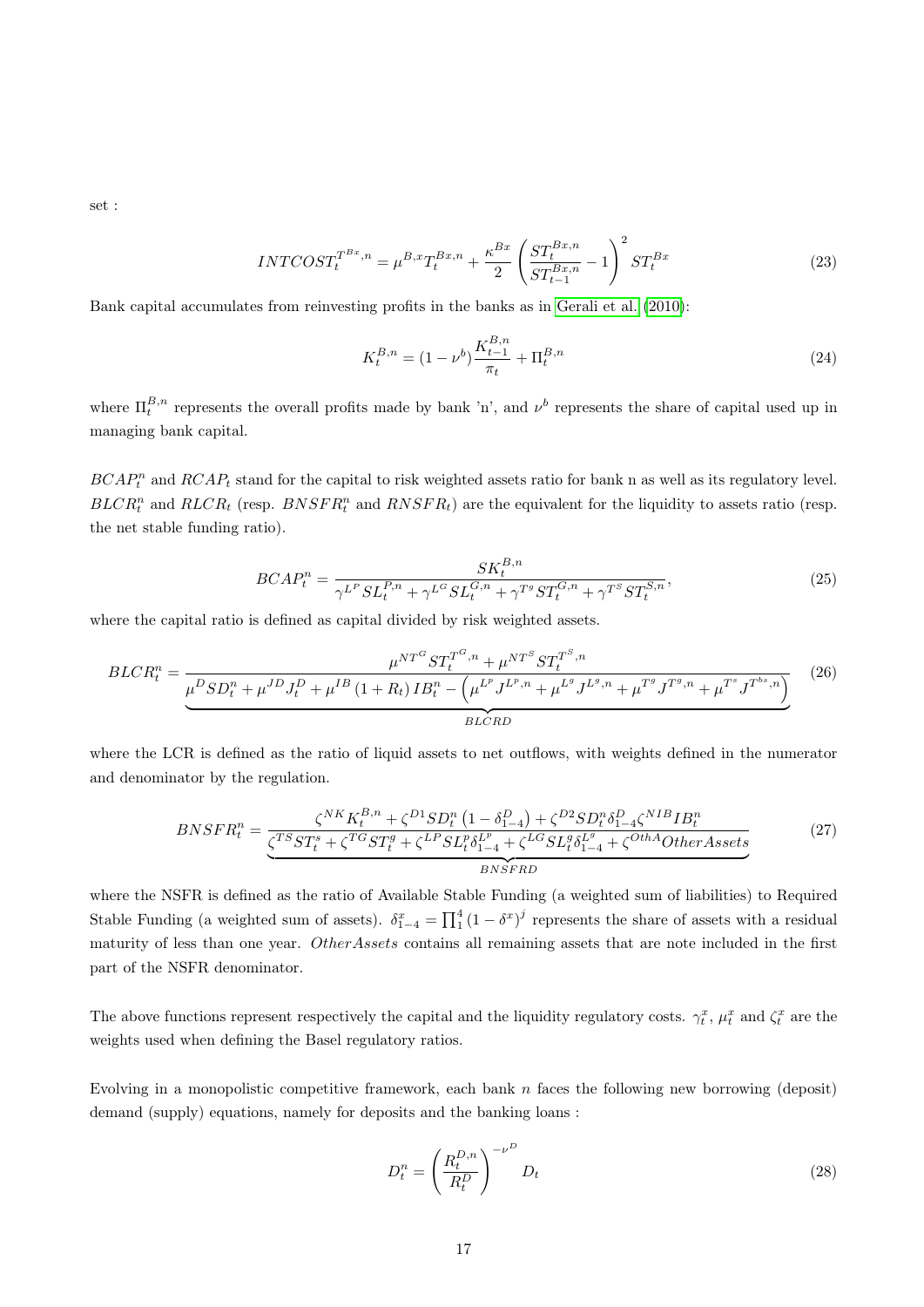set :

$$INTCOST_t^{T^{Bx},n} = \mu^{B,x} T_t^{Bx,n} + \frac{\kappa^{Bx}}{2} \left( \frac{ST_t^{Bx,n}}{ST_{t-1}^{Bx,n}} - 1 \right)^2 ST_t^{Bx} \tag{23}$$

Bank capital accumulates from reinvesting profits in the banks as in Gerali et al. (2010):

$$K_t^{B,n} = (1 - \nu^b) \frac{K_{t-1}^{B,n}}{\pi_t} + \Pi_t^{B,n} \tag{24}$$

where $\Pi_t^{B,n}$ represents the overall profits made by bank 'n', and $\nu^b$ represents the share of capital used up in managing bank capital.

$BCAP_t^n$ and $RCAP_t$ stand for the capital to risk weighted assets ratio for bank n as well as its regulatory level. $BLCR_t^n$ and $RLCR_t$ (resp. $BNSFR_t^n$ and $RNSFR_t$) are the equivalent for the liquidity to assets ratio (resp. the net stable funding ratio).

$$BCAP_t^n = \frac{SK_t^{B,n}}{\gamma^{L^P} SL_t^{P,n} + \gamma^{L^G} SL_t^{G,n} + \gamma^{T^g} ST_t^{G,n} + \gamma^{T^S} ST_t^{S,n}}, \tag{25}$$

where the capital ratio is defined as capital divided by risk weighted assets.

$$BLCR_t^n = \frac{\mu^{NT^G} ST_t^{T^G,n} + \mu^{NT^S} ST_t^{T^S,n}}{\underbrace{\mu^D SD_t^n + \mu^{JD} J_t^D + \mu^{IB} (1 + R_t) IB_t^n - \left( \mu^{L^p} J^{L^p,n} + \mu^{L^g} J^{L^g,n} + \mu^{T^g} J^{T^g,n} + \mu^{T^s} J^{T^{bs},n} \right)}_{BLCRD}} \tag{26}$$

where the LCR is defined as the ratio of liquid assets to net outflows, with weights defined in the numerator and denominator by the regulation.

$$BNSFR_t^n = \frac{\zeta^{NK} K_t^{B,n} + \zeta^{D1} SD_t^n \left(1 - \delta_{1-4}^D\right) + \zeta^{D2} SD_t^n \delta_{1-4}^D \zeta^{NIB} IB_t^n}{\underbrace{\zeta^{TS} ST_t^s + \zeta^{TG} ST_t^g + \zeta^{LP} SL_t^p \delta_{1-4}^{L^p} + \zeta^{LG} SL_t^g \delta_{1-4}^{L^g} + \zeta^{OthA} OtherAssets}_{BNSFRD}} \tag{27}$$

where the NSFR is defined as the ratio of Available Stable Funding (a weighted sum of liabilities) to Required Stable Funding (a weighted sum of assets). $\delta_{1-4}^x = \prod_1^4 (1 - \delta^x)^j$ represents the share of assets with a residual maturity of less than one year. $OtherAssets$ contains all remaining assets that are note included in the first part of the NSFR denominator.

The above functions represent respectively the capital and the liquidity regulatory costs. $\gamma_t^x$, $\mu_t^x$ and $\zeta_t^x$ are the weights used when defining the Basel regulatory ratios.

Evolving in a monopolistic competitive framework, each bank $n$ faces the following new borrowing (deposit) demand (supply) equations, namely for deposits and the banking loans :

$$D_t^n = \left( \frac{R_t^{D,n}}{R_t^D} \right)^{-\nu^D} D_t \tag{28}$$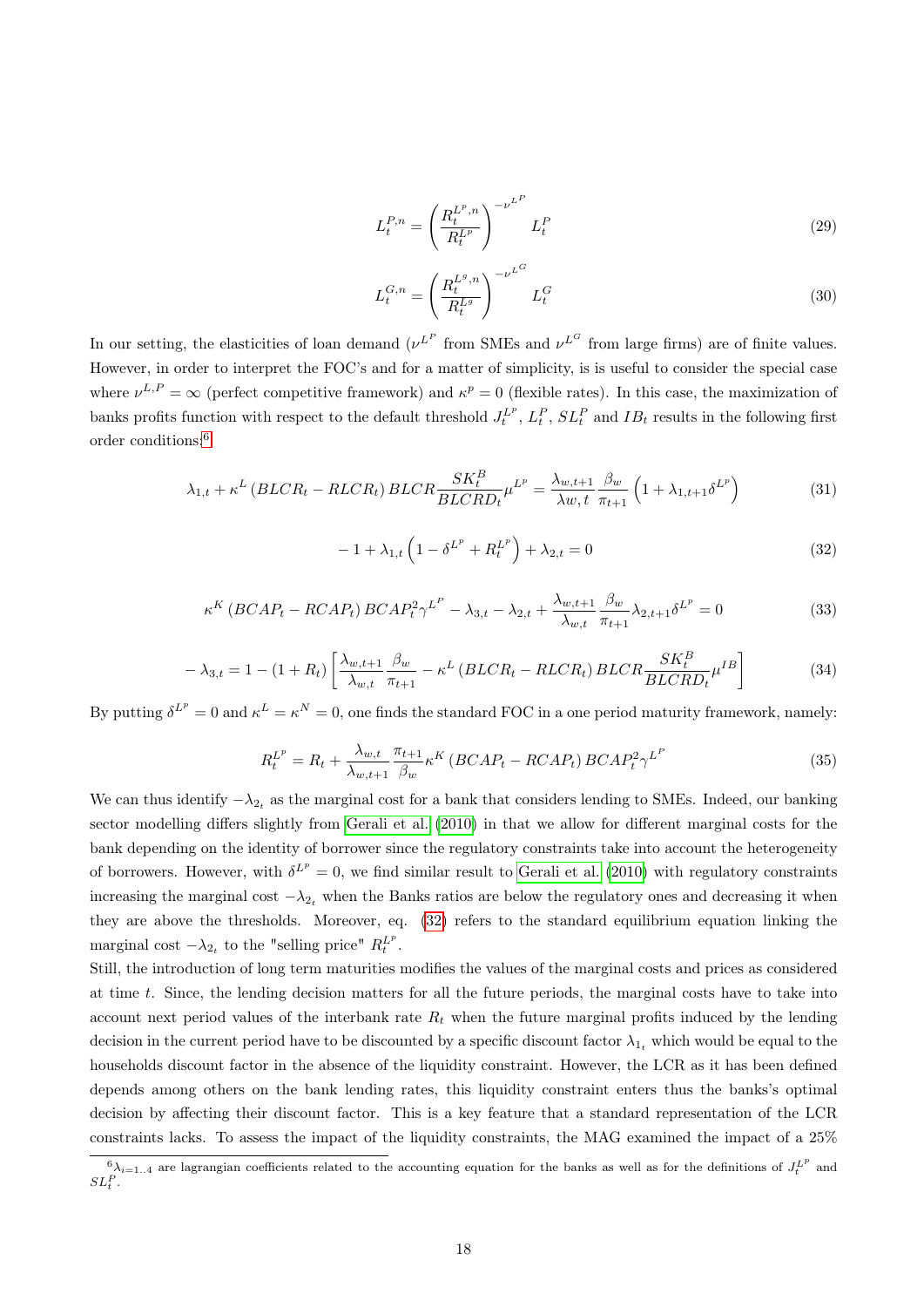$$L_t^{P,n} = \left( \frac{R_t^{L^p,n}}{R_t^{L^p}} \right)^{-\nu^{L^P}} L_t^P \tag{29}$$

$$L_t^{G,n} = \left( \frac{R_t^{L^g,n}}{R_t^{L^g}} \right)^{-\nu^{L^G}} L_t^G \tag{30}$$

In our setting, the elasticities of loan demand ($\nu^{L^P}$ from SMEs and $\nu^{L^G}$ from large firms) are of finite values. However, in order to interpret the FOC's and for a matter of simplicity, is is useful to consider the special case where $\nu^{L,P} = \infty$ (perfect competitive framework) and $\kappa^p = 0$ (flexible rates). In this case, the maximization of banks profits function with respect to the default threshold $J_t^{L^P}$, $L_t^P$, $SL_t^P$ and $IB_t$ results in the following first order conditions:[6]

$$\lambda_{1,t} + \kappa^L \left( BLCR_t - RLCR_t \right) BLCR \frac{SK_t^B}{BLCRD_t} \mu^{L^p} = \frac{\lambda_{w,t+1}}{\lambda w,t} \frac{\beta_w}{\pi_{t+1}} \left( 1 + \lambda_{1,t+1} \delta^{L^p} \right) \tag{31}$$

$$-1 + \lambda_{1,t} \left( 1 - \delta^{L^p} + R_t^{L^p} \right) + \lambda_{2,t} = 0 \tag{32}$$

$$\kappa^K \left( BCAP_t - RCAP_t \right) BCAP_t^2 \gamma^{L^P} - \lambda_{3,t} - \lambda_{2,t} + \frac{\lambda_{w,t+1}}{\lambda_{w,t}} \frac{\beta_w}{\pi_{t+1}} \lambda_{2,t+1} \delta^{L^p} = 0 \tag{33}$$

$$-\lambda_{3,t} = 1 - (1 + R_t) \left[ \frac{\lambda_{w,t+1}}{\lambda_{w,t}} \frac{\beta_w}{\pi_{t+1}} - \kappa^L \left( BLCR_t - RLCR_t \right) BLCR \frac{SK_t^B}{BLCRD_t} \mu^{IB} \right] \tag{34}$$

By putting $\delta^{L^p} = 0$ and $\kappa^L = \kappa^N = 0$, one finds the standard FOC in a one period maturity framework, namely:

$$R_t^{L^p} = R_t + \frac{\lambda_{w,t}}{\lambda_{w,t+1}} \frac{\pi_{t+1}}{\beta_w} \kappa^K \left( BCAP_t - RCAP_t \right) BCAP_t^2 \gamma^{L^P} \tag{35}$$

We can thus identify $-\lambda_{2_t}$ as the marginal cost for a bank that considers lending to SMEs. Indeed, our banking sector modelling differs slightly from Gerali et al. (2010) in that we allow for different marginal costs for the bank depending on the identity of borrower since the regulatory constraints take into account the heterogeneity of borrowers. However, with $\delta^{L^p} = 0$, we find similar result to Gerali et al. (2010) with regulatory constraints increasing the marginal cost $-\lambda_{2_t}$ when the Banks ratios are below the regulatory ones and decreasing it when they are above the thresholds. Moreover, eq. (32) refers to the standard equilibrium equation linking the marginal cost $-\lambda_{2_t}$ to the "selling price" $R_t^{L^p}$.

Still, the introduction of long term maturities modifies the values of the marginal costs and prices as considered at time $t$. Since, the lending decision matters for all the future periods, the marginal costs have to take into account next period values of the interbank rate $R_t$ when the future marginal profits induced by the lending decision in the current period have to be discounted by a specific discount factor $\lambda_{1_t}$ which would be equal to the households discount factor in the absence of the liquidity constraint. However, the LCR as it has been defined depends among others on the bank lending rates, this liquidity constraint enters thus the banks's optimal decision by affecting their discount factor. This is a key feature that a standard representation of the LCR constraints lacks. To assess the impact of the liquidity constraints, the MAG examined the impact of a 25%

[6] $\lambda_{i=1..4}$ are lagrangian coefficients related to the accounting equation for the banks as well as for the definitions of $J_t^{L^p}$ and $SL_t^P$.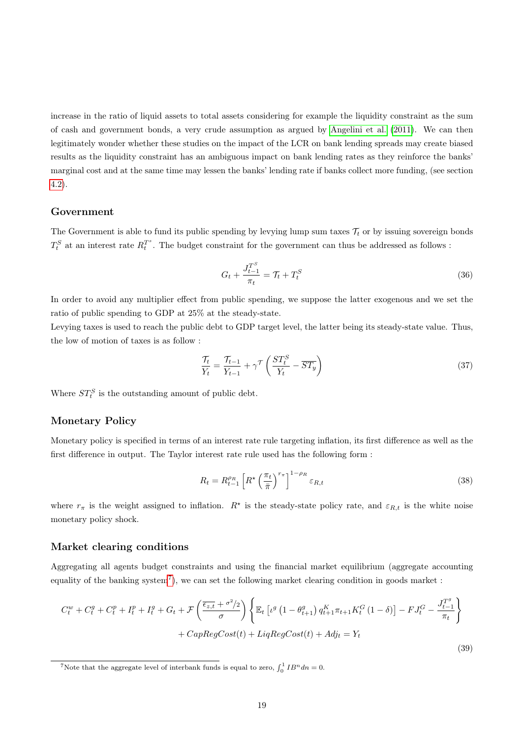increase in the ratio of liquid assets to total assets considering for example the liquidity constraint as the sum of cash and government bonds, a very crude assumption as argued by Angelini et al. (2011). We can then legitimately wonder whether these studies on the impact of the LCR on bank lending spreads may create biased results as the liquidity constraint has an ambiguous impact on bank lending rates as they reinforce the banks' marginal cost and at the same time may lessen the banks' lending rate if banks collect more funding, (see section 4.2).

### Government

The Government is able to fund its public spending by levying lump sum taxes $\mathcal{T}_t$ or by issuing sovereign bonds $T_t^S$ at an interest rate $R_t^{T^s}$. The budget constraint for the government can thus be addressed as follows :

$$G_t + \frac{J_{t-1}^{T^S}}{\pi_t} = \mathcal{T}_t + T_t^S \tag{36}$$

In order to avoid any multiplier effect from public spending, we suppose the latter exogenous and we set the ratio of public spending to GDP at 25% at the steady-state.

Levying taxes is used to reach the public debt to GDP target level, the latter being its steady-state value. Thus, the low of motion of taxes is as follow :

$$\frac{\mathcal{T}_t}{Y_t} = \frac{\mathcal{T}_{t-1}}{Y_{t-1}} + \gamma^{\mathcal{T}} \left( \frac{ST_t^S}{Y_t} - \overline{ST_y} \right) \tag{37}$$

Where $ST_t^S$ is the outstanding amount of public debt.

### Monetary Policy

Monetary policy is specified in terms of an interest rate rule targeting inflation, its first difference as well as the first difference in output. The Taylor interest rate rule used has the following form :

$$R_t = R_{t-1}^{\rho_R} \left[ R^\star \left( \frac{\pi_t}{\bar{\pi}} \right)^{r_\pi} \right]^{1-\rho_R} \varepsilon_{R,t} \tag{38}$$

where $r_\pi$ is the weight assigned to inflation. $R^\star$ is the steady-state policy rate, and $\varepsilon_{R,t}$ is the white noise monetary policy shock.

### Market clearing conditions

Aggregating all agents budget constraints and using the financial market equilibrium (aggregate accounting equality of the banking system[7]), we can set the following market clearing condition in goods market :

$$\begin{aligned} C_t^w + C_t^g + C_t^p + I_t^p + I_t^g + G_t + \mathcal{F}\left(\frac{\overline{\epsilon_{z,t}} + \sigma^2/2}{\sigma}\right) \left\{ \mathbb{E}_t \left[ \iota^g \left(1 - \theta_{t+1}^g\right) q_{t+1}^K \pi_{t+1} K_t^G (1-\delta) \right] - FJ_t^G - \frac{J_{t-1}^{T^g}}{\pi_t} \right\} \\ + CapRegCost(t) + LiqRegCost(t) + Adj_t = Y_t \end{aligned} \tag{39}$$

[7] Note that the aggregate level of interbank funds is equal to zero, $\int_0^1 IB^n dn = 0$.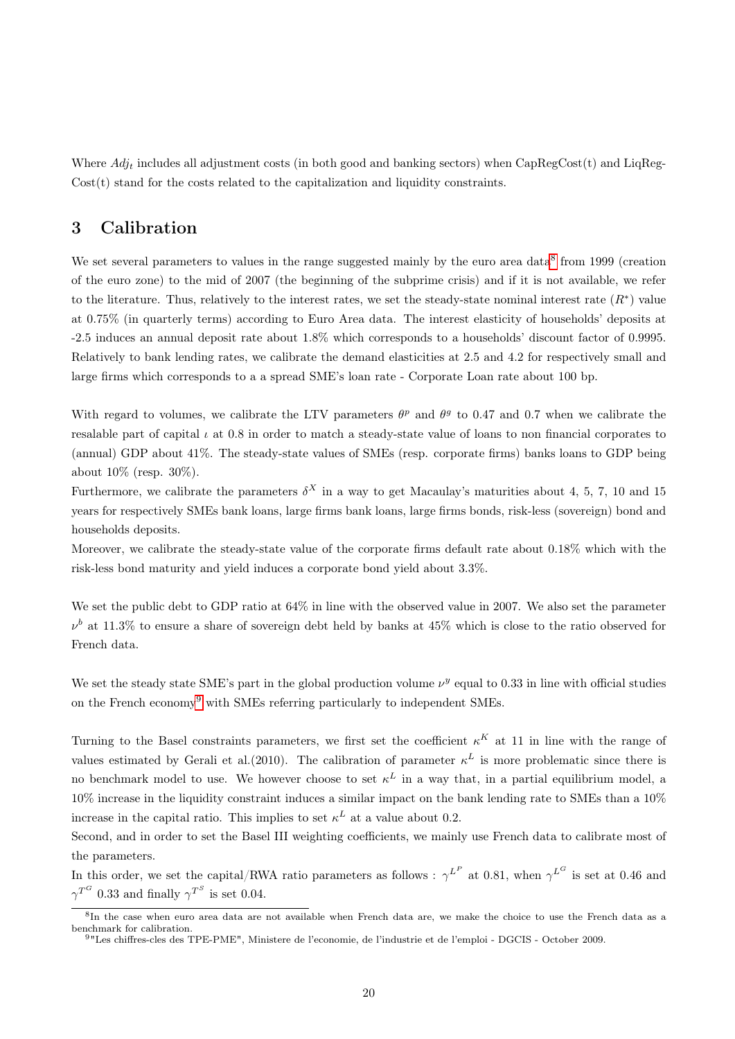Where $Adj_t$ includes all adjustment costs (in both good and banking sectors) when CapRegCost(t) and LiqRegCost(t) stand for the costs related to the capitalization and liquidity constraints.

## 3 Calibration

We set several parameters to values in the range suggested mainly by the euro area data[8] from 1999 (creation of the euro zone) to the mid of 2007 (the beginning of the subprime crisis) and if it is not available, we refer to the literature. Thus, relatively to the interest rates, we set the steady-state nominal interest rate ($R^*$) value at 0.75% (in quarterly terms) according to Euro Area data. The interest elasticity of households' deposits at -2.5 induces an annual deposit rate about 1.8% which corresponds to a households' discount factor of 0.9995. Relatively to bank lending rates, we calibrate the demand elasticities at 2.5 and 4.2 for respectively small and large firms which corresponds to a a spread SME's loan rate - Corporate Loan rate about 100 bp.

With regard to volumes, we calibrate the LTV parameters $\theta^p$ and $\theta^g$ to 0.47 and 0.7 when we calibrate the resalable part of capital $\iota$ at 0.8 in order to match a steady-state value of loans to non financial corporates to (annual) GDP about 41%. The steady-state values of SMEs (resp. corporate firms) banks loans to GDP being about 10% (resp. 30%).
Furthermore, we calibrate the parameters $\delta^X$ in a way to get Macaulay's maturities about 4, 5, 7, 10 and 15 years for respectively SMEs bank loans, large firms bank loans, large firms bonds, risk-less (sovereign) bond and households deposits.
Moreover, we calibrate the steady-state value of the corporate firms default rate about 0.18% which with the risk-less bond maturity and yield induces a corporate bond yield about 3.3%.

We set the public debt to GDP ratio at 64% in line with the observed value in 2007. We also set the parameter $\nu^b$ at 11.3% to ensure a share of sovereign debt held by banks at 45% which is close to the ratio observed for French data.

We set the steady state SME's part in the global production volume $\nu^y$ equal to 0.33 in line with official studies on the French economy[9] with SMEs referring particularly to independent SMEs.

Turning to the Basel constraints parameters, we first set the coefficient $\kappa^K$ at 11 in line with the range of values estimated by Gerali et al.(2010). The calibration of parameter $\kappa^L$ is more problematic since there is no benchmark model to use. We however choose to set $\kappa^L$ in a way that, in a partial equilibrium model, a 10% increase in the liquidity constraint induces a similar impact on the bank lending rate to SMEs than a 10% increase in the capital ratio. This implies to set $\kappa^L$ at a value about 0.2.
Second, and in order to set the Basel III weighting coefficients, we mainly use French data to calibrate most of the parameters.
In this order, we set the capital/RWA ratio parameters as follows : $\gamma^{L^P}$ at 0.81, when $\gamma^{L^G}$ is set at 0.46 and $\gamma^{T^G}$ 0.33 and finally $\gamma^{T^S}$ is set 0.04.

---

[8] In the case when euro area data are not available when French data are, we make the choice to use the French data as a benchmark for calibration.

[9] "Les chiffres-cles des TPE-PME", Ministere de l'economie, de l'industrie et de l'emploi - DGCIS - October 2009.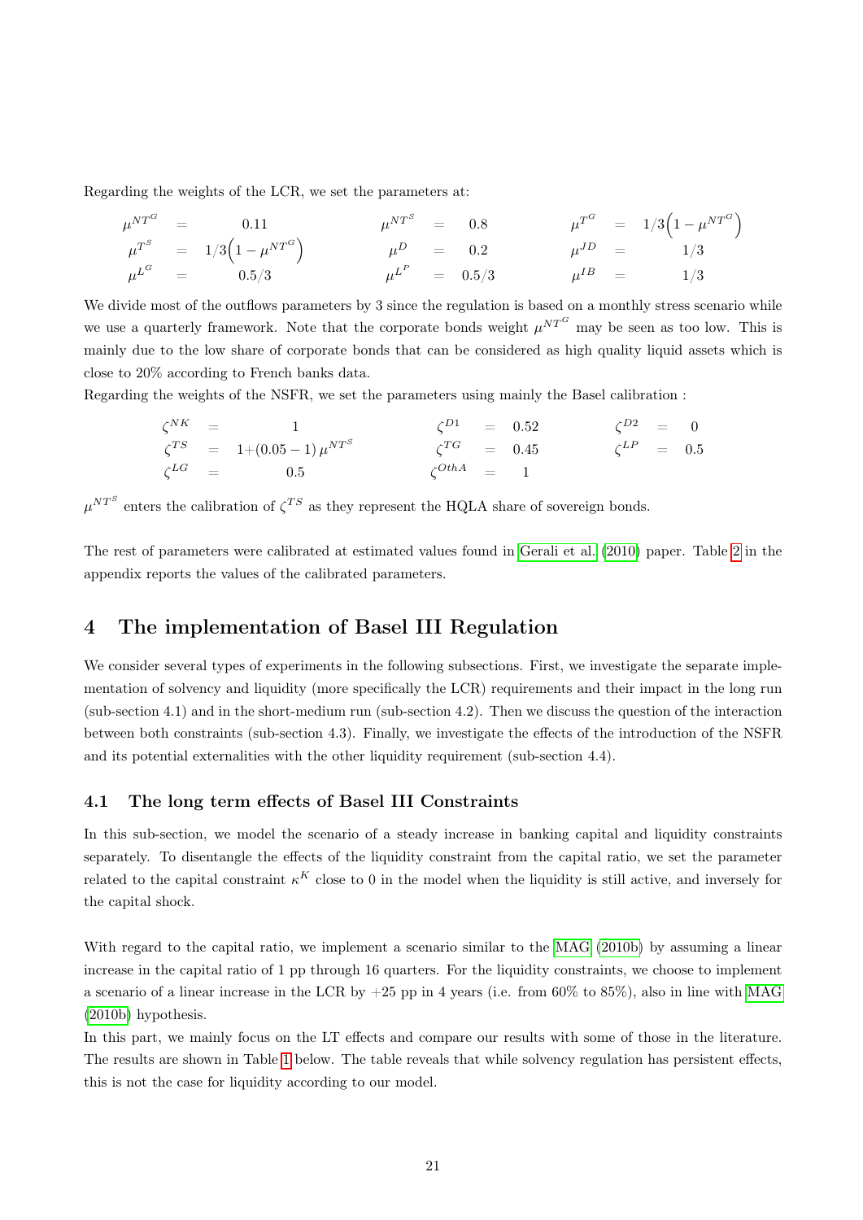Regarding the weights of the LCR, we set the parameters at:

$$
\begin{array}{lllllllll}
\mu^{NT^G} & = & 0.11 & \mu^{NT^S} & = & 0.8 & \mu^{T^G} & = & 1/3\left(1-\mu^{NT^G}\right) \\
\mu^{T^S} & = & 1/3\left(1-\mu^{NT^G}\right) & \mu^{D} & = & 0.2 & \mu^{JD} & = & 1/3 \\
\mu^{L^G} & = & 0.5/3 & \mu^{L^P} & = & 0.5/3 & \mu^{IB} & = & 1/3
\end{array}
$$

We divide most of the outflows parameters by 3 since the regulation is based on a monthly stress scenario while we use a quarterly framework. Note that the corporate bonds weight $\mu^{NT^G}$ may be seen as too low. This is mainly due to the low share of corporate bonds that can be considered as high quality liquid assets which is close to 20% according to French banks data.

Regarding the weights of the NSFR, we set the parameters using mainly the Basel calibration :

$$
\begin{array}{lllllllll}
\zeta^{NK} & = & 1 & \zeta^{D1} & = & 0.52 & \zeta^{D2} & = & 0 \\
\zeta^{TS} & = & 1+(0.05-1)\,\mu^{NT^S} & \zeta^{TG} & = & 0.45 & \zeta^{LP} & = & 0.5 \\
\zeta^{LG} & = & 0.5 & \zeta^{OthA} & = & 1 & & &
\end{array}
$$

$\mu^{NT^S}$ enters the calibration of $\zeta^{TS}$ as they represent the HQLA share of sovereign bonds.

The rest of parameters were calibrated at estimated values found in Gerali et al. (2010) paper. Table 2 in the appendix reports the values of the calibrated parameters.

# 4 The implementation of Basel III Regulation

We consider several types of experiments in the following subsections. First, we investigate the separate implementation of solvency and liquidity (more specifically the LCR) requirements and their impact in the long run (sub-section 4.1) and in the short-medium run (sub-section 4.2). Then we discuss the question of the interaction between both constraints (sub-section 4.3). Finally, we investigate the effects of the introduction of the NSFR and its potential externalities with the other liquidity requirement (sub-section 4.4).

## 4.1 The long term effects of Basel III Constraints

In this sub-section, we model the scenario of a steady increase in banking capital and liquidity constraints separately. To disentangle the effects of the liquidity constraint from the capital ratio, we set the parameter related to the capital constraint $\kappa^K$ close to 0 in the model when the liquidity is still active, and inversely for the capital shock.

With regard to the capital ratio, we implement a scenario similar to the MAG (2010b) by assuming a linear increase in the capital ratio of 1 pp through 16 quarters. For the liquidity constraints, we choose to implement a scenario of a linear increase in the LCR by +25 pp in 4 years (i.e. from 60% to 85%), also in line with MAG (2010b) hypothesis.

In this part, we mainly focus on the LT effects and compare our results with some of those in the literature. The results are shown in Table 1 below. The table reveals that while solvency regulation has persistent effects, this is not the case for liquidity according to our model.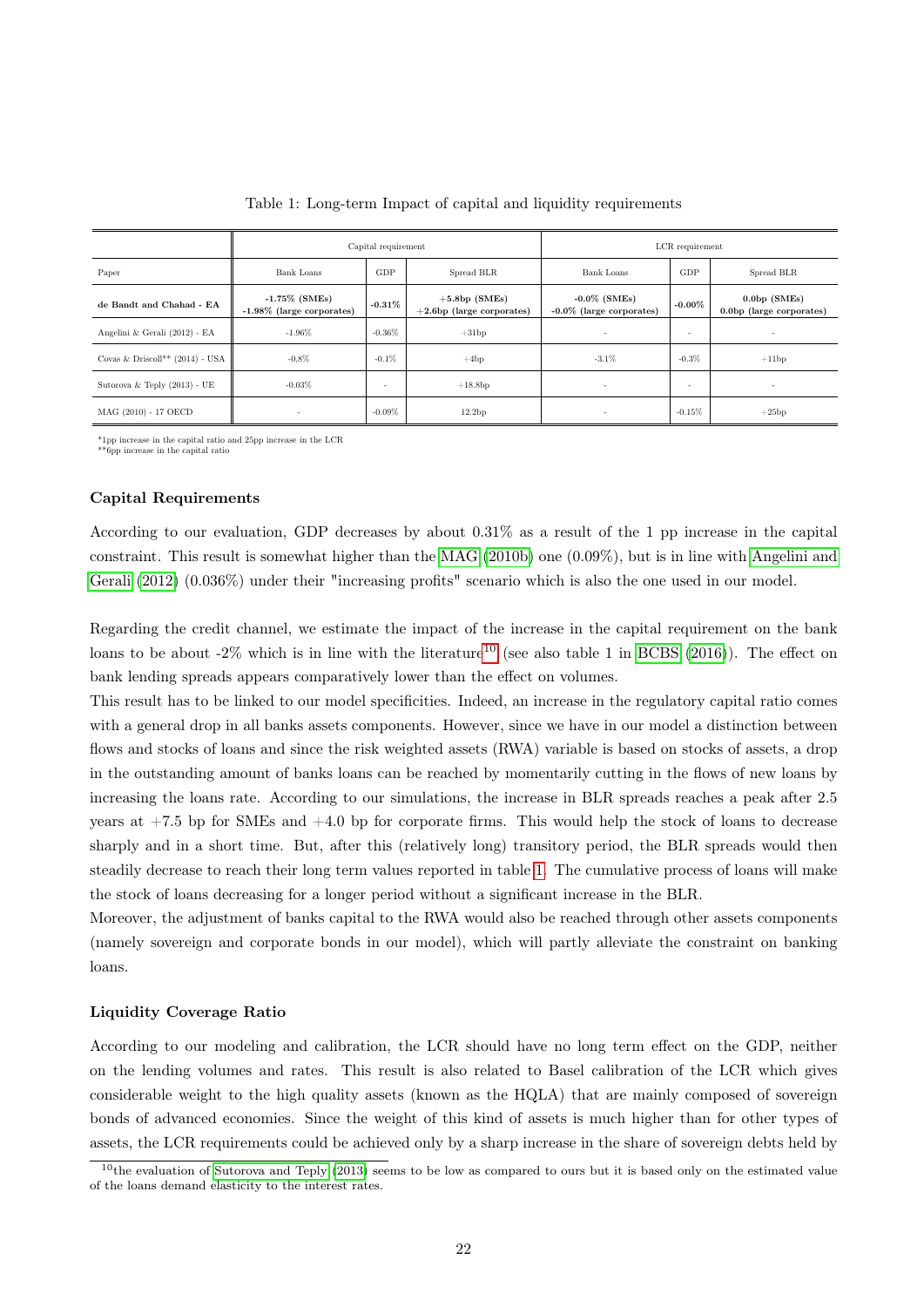Table 1: Long-term Impact of capital and liquidity requirements

| | Capital requirement | | | LCR requirement | | |
|---|---|---|---|---|---|---|
| Paper | Bank Loans | GDP | Spread BLR | Bank Loans | GDP | Spread BLR |
| **de Bandt and Chahad - EA** | **-1.75% (SMEs)** **-1.98% (large corporates)** | **-0.31%** | **+5.8bp (SMEs)** **+2.6bp (large corporates)** | **-0.0% (SMEs)** **-0.0% (large corporates)** | **-0.00%** | **0.0bp (SMEs)** **0.0bp (large corporates)** |
| Angelini & Gerali (2012) - EA | -1.96% | -0.36% | +31bp | - | - | - |
| Covas & Driscoll** (2014) - USA | -0,8% | -0.1% | +4bp | -3.1% | -0.3% | +11bp |
| Sutorova & Teply (2013) - UE | -0.03% | - | +18.8bp | - | - | - |
| MAG (2010) - 17 OECD | - | -0.09% | 12.2bp | - | -0.15% | +25bp |

*1pp increase in the capital ratio and 25pp increase in the LCR
**6pp increase in the capital ratio

### Capital Requirements

According to our evaluation, GDP decreases by about 0.31% as a result of the 1 pp increase in the capital constraint. This result is somewhat higher than the MAG (2010b) one (0.09%), but is in line with Angelini and Gerali (2012) (0.036%) under their "increasing profits" scenario which is also the one used in our model.

Regarding the credit channel, we estimate the impact of the increase in the capital requirement on the bank loans to be about -2% which is in line with the literature[10] (see also table 1 in BCBS (2016)). The effect on bank lending spreads appears comparatively lower than the effect on volumes.

This result has to be linked to our model specificities. Indeed, an increase in the regulatory capital ratio comes with a general drop in all banks assets components. However, since we have in our model a distinction between flows and stocks of loans and since the risk weighted assets (RWA) variable is based on stocks of assets, a drop in the outstanding amount of banks loans can be reached by momentarily cutting in the flows of new loans by increasing the loans rate. According to our simulations, the increase in BLR spreads reaches a peak after 2.5 years at +7.5 bp for SMEs and +4.0 bp for corporate firms. This would help the stock of loans to decrease sharply and in a short time. But, after this (relatively long) transitory period, the BLR spreads would then steadily decrease to reach their long term values reported in table 1. The cumulative process of loans will make the stock of loans decreasing for a longer period without a significant increase in the BLR.

Moreover, the adjustment of banks capital to the RWA would also be reached through other assets components (namely sovereign and corporate bonds in our model), which will partly alleviate the constraint on banking loans.

### Liquidity Coverage Ratio

According to our modeling and calibration, the LCR should have no long term effect on the GDP, neither on the lending volumes and rates. This result is also related to Basel calibration of the LCR which gives considerable weight to the high quality assets (known as the HQLA) that are mainly composed of sovereign bonds of advanced economies. Since the weight of this kind of assets is much higher than for other types of assets, the LCR requirements could be achieved only by a sharp increase in the share of sovereign debts held by

[10] the evaluation of Sutorova and Teply (2013) seems to be low as compared to ours but it is based only on the estimated value of the loans demand elasticity to the interest rates.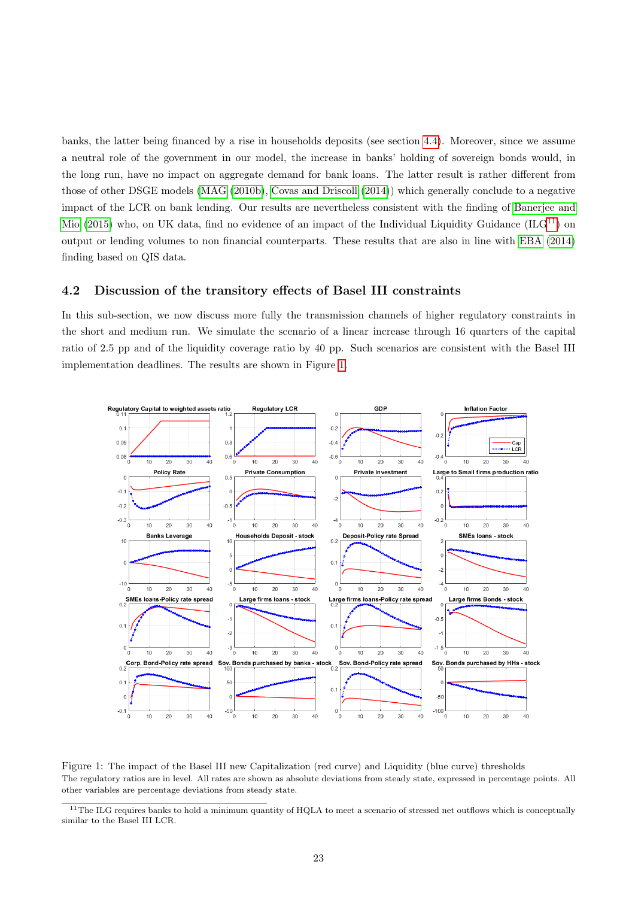banks, the latter being financed by a rise in households deposits (see section 4.4). Moreover, since we assume a neutral role of the government in our model, the increase in banks' holding of sovereign bonds would, in the long run, have no impact on aggregate demand for bank loans. The latter result is rather different from those of other DSGE models (MAG (2010b), Covas and Driscoll (2014)) which generally conclude to a negative impact of the LCR on bank lending. Our results are nevertheless consistent with the finding of Banerjee and Mio (2015) who, on UK data, find no evidence of an impact of the Individual Liquidity Guidance (ILG[11]) on output or lending volumes to non financial counterparts. These results that are also in line with EBA (2014) finding based on QIS data.

## 4.2 Discussion of the transitory effects of Basel III constraints

In this sub-section, we now discuss more fully the transmission channels of higher regulatory constraints in the short and medium run. We simulate the scenario of a linear increase through 16 quarters of the capital ratio of 2.5 pp and of the liquidity coverage ratio by 40 pp. Such scenarios are consistent with the Basel III implementation deadlines. The results are shown in Figure 1.

Figure 1: The impact of the Basel III new Capitalization (red curve) and Liquidity (blue curve) thresholds
The regulatory ratios are in level. All rates are shown as absolute deviations from steady state, expressed in percentage points. All other variables are percentage deviations from steady state.

[11] The ILG requires banks to hold a minimum quantity of HQLA to meet a scenario of stressed net outflows which is conceptually similar to the Basel III LCR.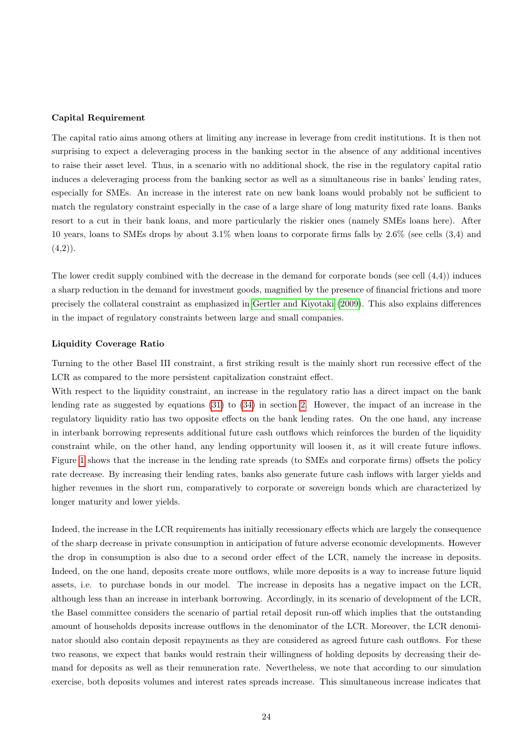**Capital Requirement**

The capital ratio aims among others at limiting any increase in leverage from credit institutions. It is then not surprising to expect a deleveraging process in the banking sector in the absence of any additional incentives to raise their asset level. Thus, in a scenario with no additional shock, the rise in the regulatory capital ratio induces a deleveraging process from the banking sector as well as a simultaneous rise in banks' lending rates, especially for SMEs. An increase in the interest rate on new bank loans would probably not be sufficient to match the regulatory constraint especially in the case of a large share of long maturity fixed rate loans. Banks resort to a cut in their bank loans, and more particularly the riskier ones (namely SMEs loans here). After 10 years, loans to SMEs drops by about 3.1% when loans to corporate firms falls by 2.6% (see cells (3,4) and (4,2)).

The lower credit supply combined with the decrease in the demand for corporate bonds (see cell (4,4)) induces a sharp reduction in the demand for investment goods, magnified by the presence of financial frictions and more precisely the collateral constraint as emphasized in Gertler and Kiyotaki (2009). This also explains differences in the impact of regulatory constraints between large and small companies.

**Liquidity Coverage Ratio**

Turning to the other Basel III constraint, a first striking result is the mainly short run recessive effect of the LCR as compared to the more persistent capitalization constraint effect.

With respect to the liquidity constraint, an increase in the regulatory ratio has a direct impact on the bank lending rate as suggested by equations (31) to (34) in section 2. However, the impact of an increase in the regulatory liquidity ratio has two opposite effects on the bank lending rates. On the one hand, any increase in interbank borrowing represents additional future cash outflows which reinforces the burden of the liquidity constraint while, on the other hand, any lending opportunity will loosen it, as it will create future inflows. Figure 1 shows that the increase in the lending rate spreads (to SMEs and corporate firms) offsets the policy rate decrease. By increasing their lending rates, banks also generate future cash inflows with larger yields and higher revenues in the short run, comparatively to corporate or sovereign bonds which are characterized by longer maturity and lower yields.

Indeed, the increase in the LCR requirements has initially recessionary effects which are largely the consequence of the sharp decrease in private consumption in anticipation of future adverse economic developments. However the drop in consumption is also due to a second order effect of the LCR, namely the increase in deposits. Indeed, on the one hand, deposits create more outflows, while more deposits is a way to increase future liquid assets, i.e. to purchase bonds in our model. The increase in deposits has a negative impact on the LCR, although less than an increase in interbank borrowing. Accordingly, in its scenario of development of the LCR, the Basel committee considers the scenario of partial retail deposit run-off which implies that the outstanding amount of households deposits increase outflows in the denominator of the LCR. Moreover, the LCR denominator should also contain deposit repayments as they are considered as agreed future cash outflows. For these two reasons, we expect that banks would restrain their willingness of holding deposits by decreasing their demand for deposits as well as their remuneration rate. Nevertheless, we note that according to our simulation exercise, both deposits volumes and interest rates spreads increase. This simultaneous increase indicates that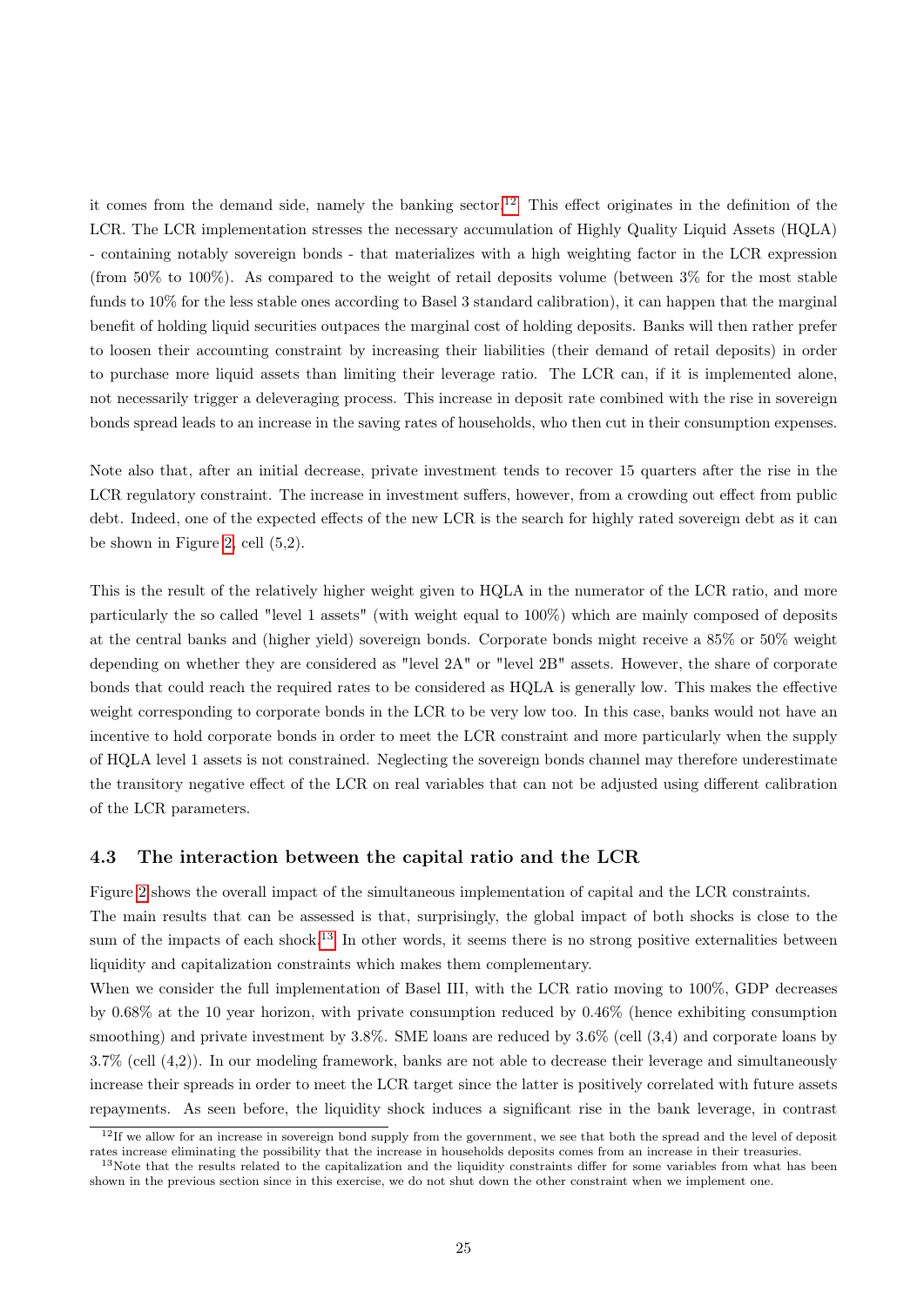it comes from the demand side, namely the banking sector.[12] This effect originates in the definition of the LCR. The LCR implementation stresses the necessary accumulation of Highly Quality Liquid Assets (HQLA) - containing notably sovereign bonds - that materializes with a high weighting factor in the LCR expression (from 50% to 100%). As compared to the weight of retail deposits volume (between 3% for the most stable funds to 10% for the less stable ones according to Basel 3 standard calibration), it can happen that the marginal benefit of holding liquid securities outpaces the marginal cost of holding deposits. Banks will then rather prefer to loosen their accounting constraint by increasing their liabilities (their demand of retail deposits) in order to purchase more liquid assets than limiting their leverage ratio. The LCR can, if it is implemented alone, not necessarily trigger a deleveraging process. This increase in deposit rate combined with the rise in sovereign bonds spread leads to an increase in the saving rates of households, who then cut in their consumption expenses.

Note also that, after an initial decrease, private investment tends to recover 15 quarters after the rise in the LCR regulatory constraint. The increase in investment suffers, however, from a crowding out effect from public debt. Indeed, one of the expected effects of the new LCR is the search for highly rated sovereign debt as it can be shown in Figure 2, cell (5,2).

This is the result of the relatively higher weight given to HQLA in the numerator of the LCR ratio, and more particularly the so called "level 1 assets" (with weight equal to 100%) which are mainly composed of deposits at the central banks and (higher yield) sovereign bonds. Corporate bonds might receive a 85% or 50% weight depending on whether they are considered as "level 2A" or "level 2B" assets. However, the share of corporate bonds that could reach the required rates to be considered as HQLA is generally low. This makes the effective weight corresponding to corporate bonds in the LCR to be very low too. In this case, banks would not have an incentive to hold corporate bonds in order to meet the LCR constraint and more particularly when the supply of HQLA level 1 assets is not constrained. Neglecting the sovereign bonds channel may therefore underestimate the transitory negative effect of the LCR on real variables that can not be adjusted using different calibration of the LCR parameters.

### 4.3 The interaction between the capital ratio and the LCR

Figure 2 shows the overall impact of the simultaneous implementation of capital and the LCR constraints.
The main results that can be assessed is that, surprisingly, the global impact of both shocks is close to the sum of the impacts of each shock.[13] In other words, it seems there is no strong positive externalities between liquidity and capitalization constraints which makes them complementary.
When we consider the full implementation of Basel III, with the LCR ratio moving to 100%, GDP decreases by 0.68% at the 10 year horizon, with private consumption reduced by 0.46% (hence exhibiting consumption smoothing) and private investment by 3.8%. SME loans are reduced by 3.6% (cell (3,4) and corporate loans by 3.7% (cell (4,2)). In our modeling framework, banks are not able to decrease their leverage and simultaneously increase their spreads in order to meet the LCR target since the latter is positively correlated with future assets repayments. As seen before, the liquidity shock induces a significant rise in the bank leverage, in contrast

[12] If we allow for an increase in sovereign bond supply from the government, we see that both the spread and the level of deposit rates increase eliminating the possibility that the increase in households deposits comes from an increase in their treasuries.

[13] Note that the results related to the capitalization and the liquidity constraints differ for some variables from what has been shown in the previous section since in this exercise, we do not shut down the other constraint when we implement one.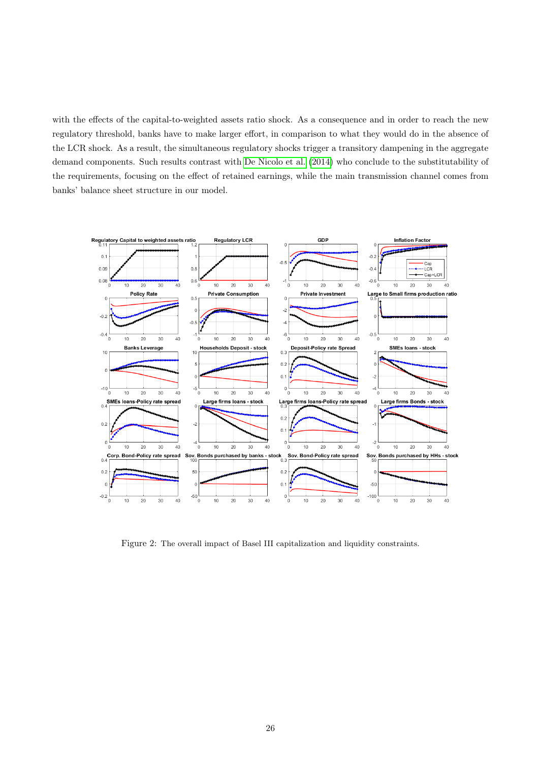with the effects of the capital-to-weighted assets ratio shock. As a consequence and in order to reach the new regulatory threshold, banks have to make larger effort, in comparison to what they would do in the absence of the LCR shock. As a result, the simultaneous regulatory shocks trigger a transitory dampening in the aggregate demand components. Such results contrast with De Nicolo et al. (2014) who conclude to the substitutability of the requirements, focusing on the effect of retained earnings, while the main transmission channel comes from banks' balance sheet structure in our model.

Figure 2: The overall impact of Basel III capitalization and liquidity constraints.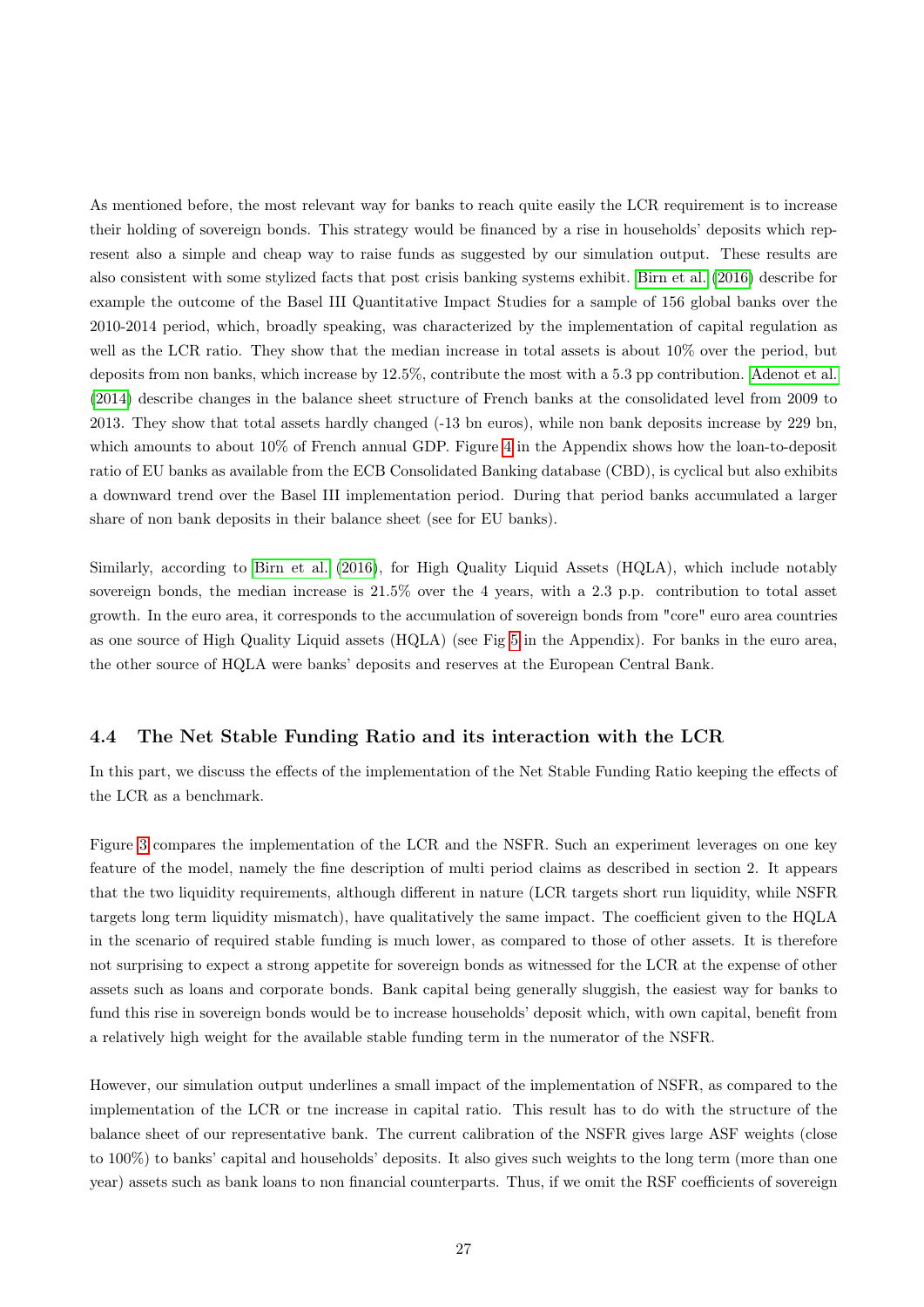As mentioned before, the most relevant way for banks to reach quite easily the LCR requirement is to increase their holding of sovereign bonds. This strategy would be financed by a rise in households' deposits which represent also a simple and cheap way to raise funds as suggested by our simulation output. These results are also consistent with some stylized facts that post crisis banking systems exhibit. Birn et al. (2016) describe for example the outcome of the Basel III Quantitative Impact Studies for a sample of 156 global banks over the 2010-2014 period, which, broadly speaking, was characterized by the implementation of capital regulation as well as the LCR ratio. They show that the median increase in total assets is about 10% over the period, but deposits from non banks, which increase by 12.5%, contribute the most with a 5.3 pp contribution. Adenot et al. (2014) describe changes in the balance sheet structure of French banks at the consolidated level from 2009 to 2013. They show that total assets hardly changed (-13 bn euros), while non bank deposits increase by 229 bn, which amounts to about 10% of French annual GDP. Figure 4 in the Appendix shows how the loan-to-deposit ratio of EU banks as available from the ECB Consolidated Banking database (CBD), is cyclical but also exhibits a downward trend over the Basel III implementation period. During that period banks accumulated a larger share of non bank deposits in their balance sheet (see for EU banks).

Similarly, according to Birn et al. (2016), for High Quality Liquid Assets (HQLA), which include notably sovereign bonds, the median increase is 21.5% over the 4 years, with a 2.3 p.p. contribution to total asset growth. In the euro area, it corresponds to the accumulation of sovereign bonds from "core" euro area countries as one source of High Quality Liquid assets (HQLA) (see Fig 5 in the Appendix). For banks in the euro area, the other source of HQLA were banks' deposits and reserves at the European Central Bank.

### 4.4 The Net Stable Funding Ratio and its interaction with the LCR

In this part, we discuss the effects of the implementation of the Net Stable Funding Ratio keeping the effects of the LCR as a benchmark.

Figure 3 compares the implementation of the LCR and the NSFR. Such an experiment leverages on one key feature of the model, namely the fine description of multi period claims as described in section 2. It appears that the two liquidity requirements, although different in nature (LCR targets short run liquidity, while NSFR targets long term liquidity mismatch), have qualitatively the same impact. The coefficient given to the HQLA in the scenario of required stable funding is much lower, as compared to those of other assets. It is therefore not surprising to expect a strong appetite for sovereign bonds as witnessed for the LCR at the expense of other assets such as loans and corporate bonds. Bank capital being generally sluggish, the easiest way for banks to fund this rise in sovereign bonds would be to increase households' deposit which, with own capital, benefit from a relatively high weight for the available stable funding term in the numerator of the NSFR.

However, our simulation output underlines a small impact of the implementation of NSFR, as compared to the implementation of the LCR or tne increase in capital ratio. This result has to do with the structure of the balance sheet of our representative bank. The current calibration of the NSFR gives large ASF weights (close to 100%) to banks' capital and households' deposits. It also gives such weights to the long term (more than one year) assets such as bank loans to non financial counterparts. Thus, if we omit the RSF coefficients of sovereign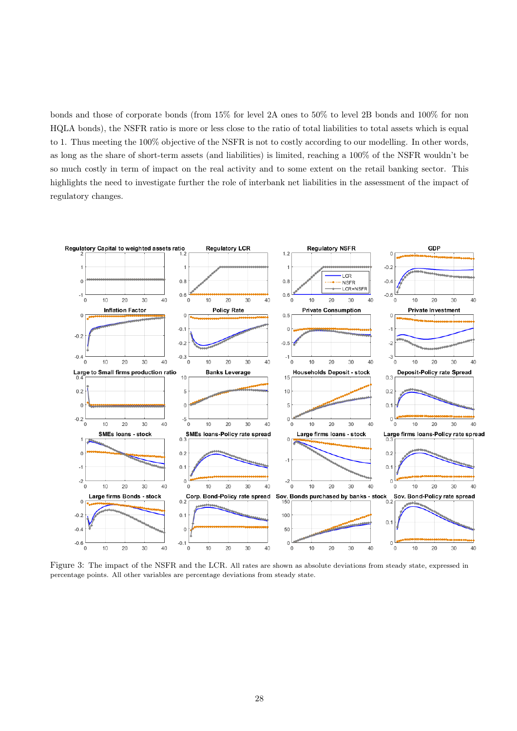bonds and those of corporate bonds (from 15% for level 2A ones to 50% to level 2B bonds and 100% for non HQLA bonds), the NSFR ratio is more or less close to the ratio of total liabilities to total assets which is equal to 1. Thus meeting the 100% objective of the NSFR is not to costly according to our modelling. In other words, as long as the share of short-term assets (and liabilities) is limited, reaching a 100% of the NSFR wouldn't be so much costly in term of impact on the real activity and to some extent on the retail banking sector. This highlights the need to investigate further the role of interbank net liabilities in the assessment of the impact of regulatory changes.

Figure 3: The impact of the NSFR and the LCR. All rates are shown as absolute deviations from steady state, expressed in percentage points. All other variables are percentage deviations from steady state.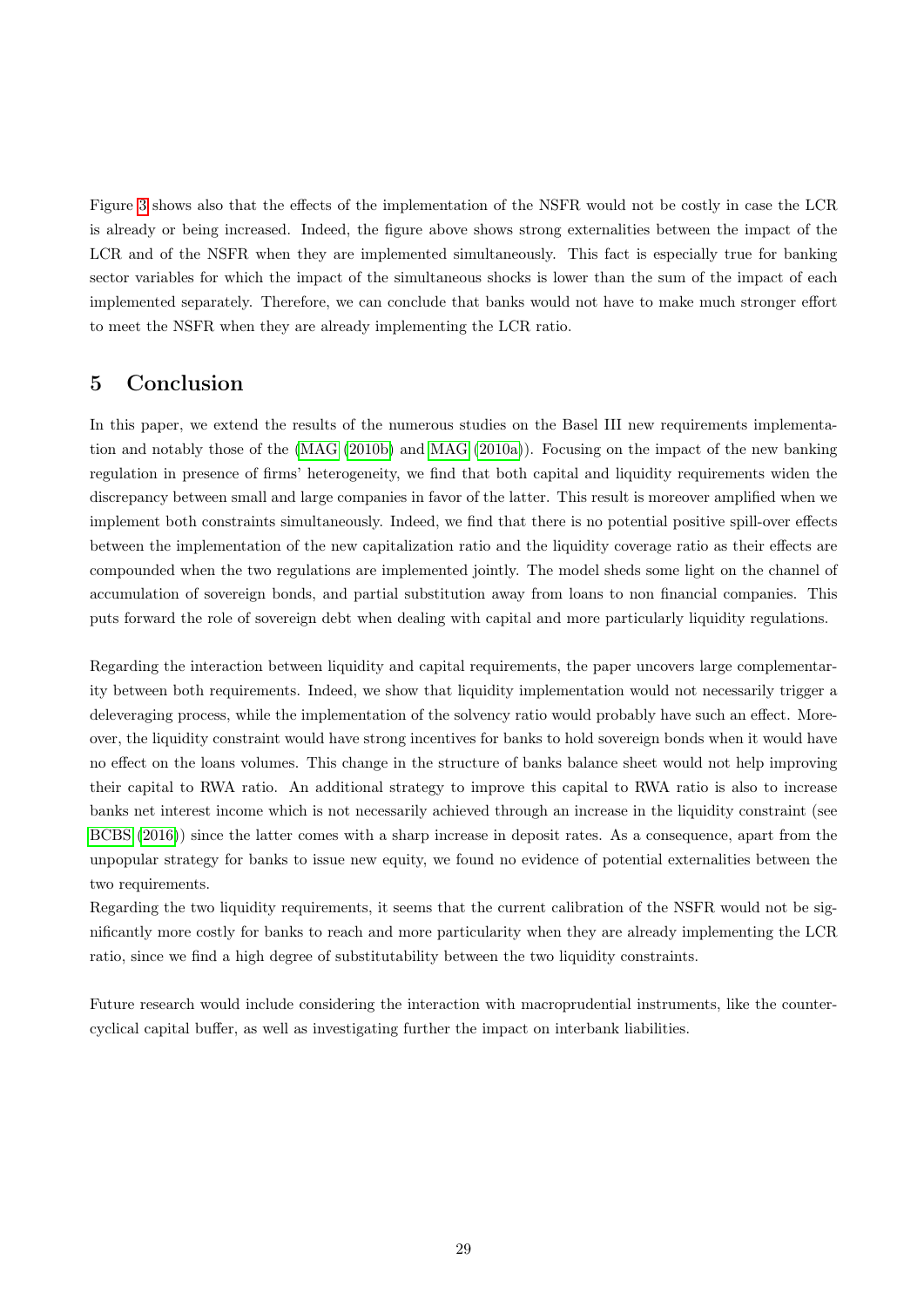Figure 3 shows also that the effects of the implementation of the NSFR would not be costly in case the LCR is already or being increased. Indeed, the figure above shows strong externalities between the impact of the LCR and of the NSFR when they are implemented simultaneously. This fact is especially true for banking sector variables for which the impact of the simultaneous shocks is lower than the sum of the impact of each implemented separately. Therefore, we can conclude that banks would not have to make much stronger effort to meet the NSFR when they are already implementing the LCR ratio.

## 5 Conclusion

In this paper, we extend the results of the numerous studies on the Basel III new requirements implementation and notably those of the (MAG (2010b) and MAG (2010a)). Focusing on the impact of the new banking regulation in presence of firms' heterogeneity, we find that both capital and liquidity requirements widen the discrepancy between small and large companies in favor of the latter. This result is moreover amplified when we implement both constraints simultaneously. Indeed, we find that there is no potential positive spill-over effects between the implementation of the new capitalization ratio and the liquidity coverage ratio as their effects are compounded when the two regulations are implemented jointly. The model sheds some light on the channel of accumulation of sovereign bonds, and partial substitution away from loans to non financial companies. This puts forward the role of sovereign debt when dealing with capital and more particularly liquidity regulations.

Regarding the interaction between liquidity and capital requirements, the paper uncovers large complementarity between both requirements. Indeed, we show that liquidity implementation would not necessarily trigger a deleveraging process, while the implementation of the solvency ratio would probably have such an effect. Moreover, the liquidity constraint would have strong incentives for banks to hold sovereign bonds when it would have no effect on the loans volumes. This change in the structure of banks balance sheet would not help improving their capital to RWA ratio. An additional strategy to improve this capital to RWA ratio is also to increase banks net interest income which is not necessarily achieved through an increase in the liquidity constraint (see BCBS (2016)) since the latter comes with a sharp increase in deposit rates. As a consequence, apart from the unpopular strategy for banks to issue new equity, we found no evidence of potential externalities between the two requirements.
Regarding the two liquidity requirements, it seems that the current calibration of the NSFR would not be significantly more costly for banks to reach and more particularity when they are already implementing the LCR ratio, since we find a high degree of substitutability between the two liquidity constraints.

Future research would include considering the interaction with macroprudential instruments, like the countercyclical capital buffer, as well as investigating further the impact on interbank liabilities.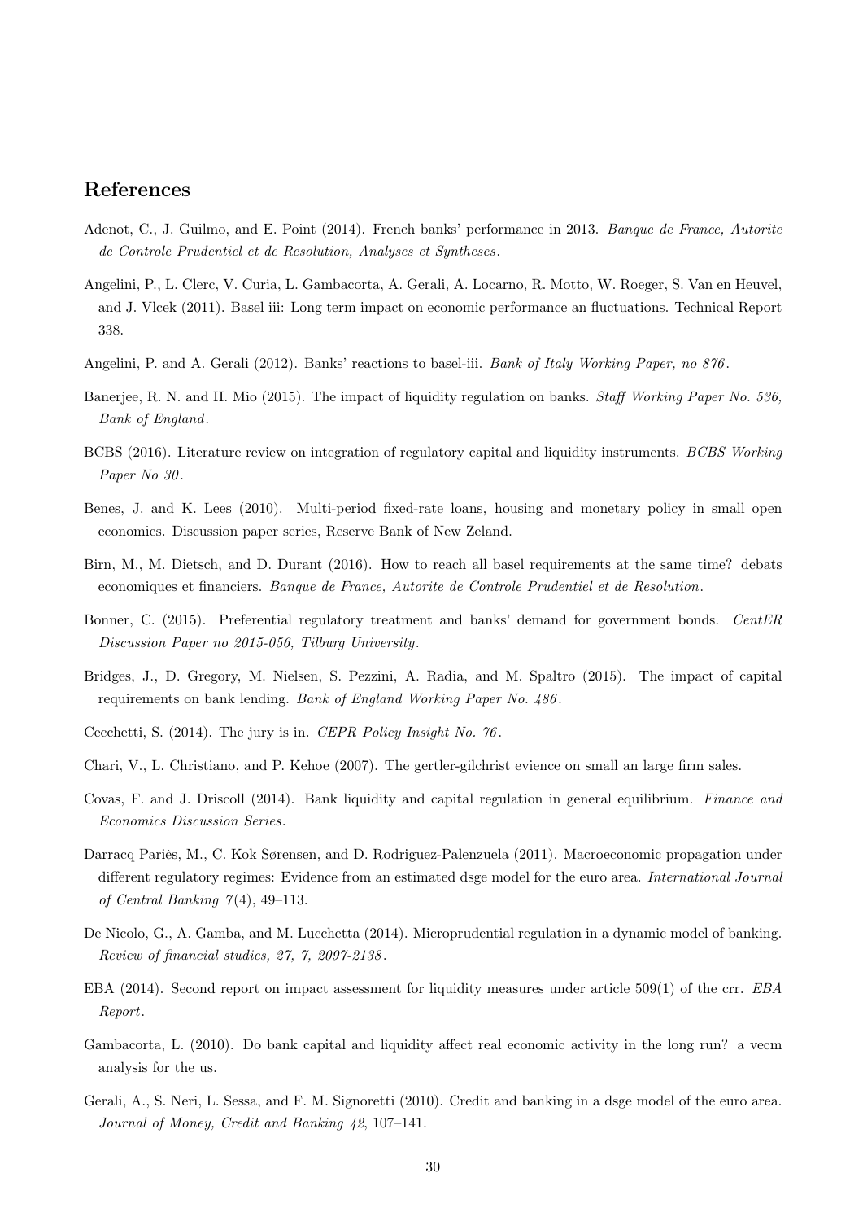## References

Adenot, C., J. Guilmo, and E. Point (2014). French banks' performance in 2013. *Banque de France, Autorite de Controle Prudentiel et de Resolution, Analyses et Syntheses*.

Angelini, P., L. Clerc, V. Curia, L. Gambacorta, A. Gerali, A. Locarno, R. Motto, W. Roeger, S. Van en Heuvel, and J. Vlcek (2011). Basel iii: Long term impact on economic performance an fluctuations. Technical Report 338.

Angelini, P. and A. Gerali (2012). Banks' reactions to basel-iii. *Bank of Italy Working Paper, no 876*.

Banerjee, R. N. and H. Mio (2015). The impact of liquidity regulation on banks. *Staff Working Paper No. 536, Bank of England*.

BCBS (2016). Literature review on integration of regulatory capital and liquidity instruments. *BCBS Working Paper No 30*.

Benes, J. and K. Lees (2010). Multi-period fixed-rate loans, housing and monetary policy in small open economies. Discussion paper series, Reserve Bank of New Zeland.

Birn, M., M. Dietsch, and D. Durant (2016). How to reach all basel requirements at the same time? debats economiques et financiers. *Banque de France, Autorite de Controle Prudentiel et de Resolution*.

Bonner, C. (2015). Preferential regulatory treatment and banks' demand for government bonds. *CentER Discussion Paper no 2015-056, Tilburg University*.

Bridges, J., D. Gregory, M. Nielsen, S. Pezzini, A. Radia, and M. Spaltro (2015). The impact of capital requirements on bank lending. *Bank of England Working Paper No. 486*.

Cecchetti, S. (2014). The jury is in. *CEPR Policy Insight No. 76*.

Chari, V., L. Christiano, and P. Kehoe (2007). The gertler-gilchrist evience on small an large firm sales.

Covas, F. and J. Driscoll (2014). Bank liquidity and capital regulation in general equilibrium. *Finance and Economics Discussion Series*.

Darracq Pariès, M., C. Kok Sørensen, and D. Rodriguez-Palenzuela (2011). Macroeconomic propagation under different regulatory regimes: Evidence from an estimated dsge model for the euro area. *International Journal of Central Banking 7*(4), 49–113.

De Nicolo, G., A. Gamba, and M. Lucchetta (2014). Microprudential regulation in a dynamic model of banking. *Review of financial studies, 27, 7, 2097-2138*.

EBA (2014). Second report on impact assessment for liquidity measures under article 509(1) of the crr. *EBA Report*.

Gambacorta, L. (2010). Do bank capital and liquidity affect real economic activity in the long run? a vecm analysis for the us.

Gerali, A., S. Neri, L. Sessa, and F. M. Signoretti (2010). Credit and banking in a dsge model of the euro area. *Journal of Money, Credit and Banking 42*, 107–141.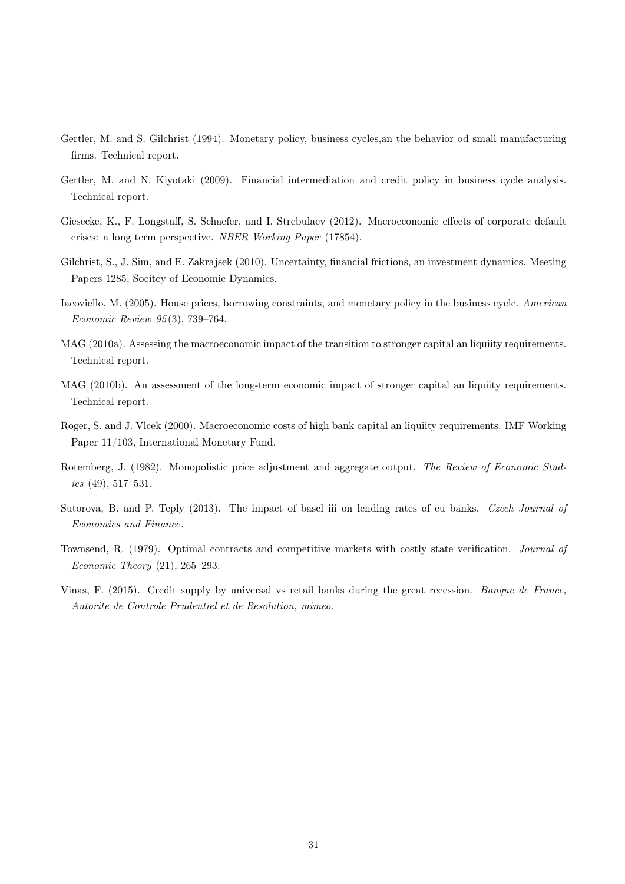Gertler, M. and S. Gilchrist (1994). Monetary policy, business cycles,an the behavior od small manufacturing firms. Technical report.

Gertler, M. and N. Kiyotaki (2009). Financial intermediation and credit policy in business cycle analysis. Technical report.

Giesecke, K., F. Longstaff, S. Schaefer, and I. Strebulaev (2012). Macroeconomic effects of corporate default crises: a long term perspective. *NBER Working Paper* (17854).

Gilchrist, S., J. Sim, and E. Zakrajsek (2010). Uncertainty, financial frictions, an investment dynamics. Meeting Papers 1285, Socitey of Economic Dynamics.

Iacoviello, M. (2005). House prices, borrowing constraints, and monetary policy in the business cycle. *American Economic Review 95*(3), 739–764.

MAG (2010a). Assessing the macroeconomic impact of the transition to stronger capital an liquiity requirements. Technical report.

MAG (2010b). An assessment of the long-term economic impact of stronger capital an liquiity requirements. Technical report.

Roger, S. and J. Vlcek (2000). Macroeconomic costs of high bank capital an liquiity requirements. IMF Working Paper 11/103, International Monetary Fund.

Rotemberg, J. (1982). Monopolistic price adjustment and aggregate output. *The Review of Economic Studies* (49), 517–531.

Sutorova, B. and P. Teply (2013). The impact of basel iii on lending rates of eu banks. *Czech Journal of Economics and Finance*.

Townsend, R. (1979). Optimal contracts and competitive markets with costly state verification. *Journal of Economic Theory* (21), 265–293.

Vinas, F. (2015). Credit supply by universal vs retail banks during the great recession. *Banque de France, Autorite de Controle Prudentiel et de Resolution, mimeo*.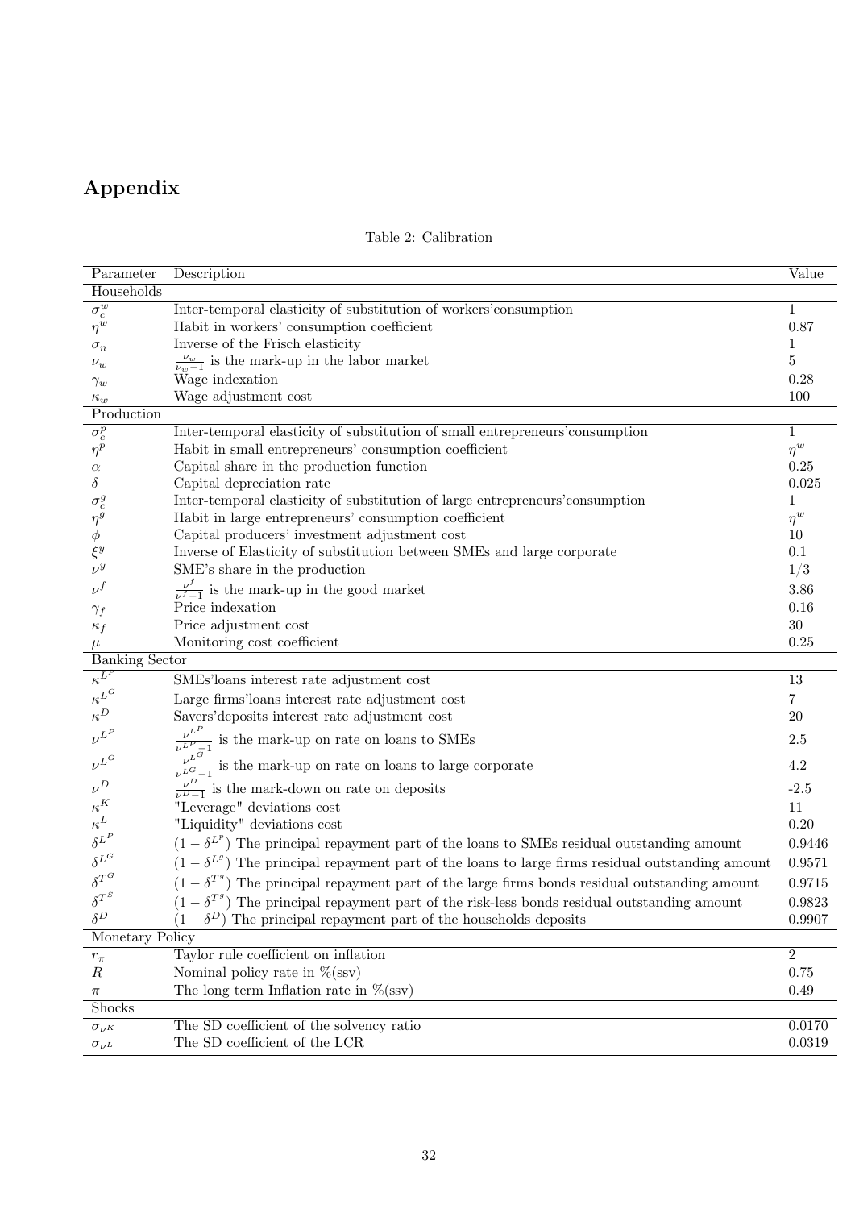# Appendix

Table 2: Calibration

| Parameter | Description | Value |
|---|---|---|
| Households | | |
| $\sigma_c^w$ | Inter-temporal elasticity of substitution of workers'consumption | 1 |
| $\eta^w$ | Habit in workers' consumption coefficient | 0.87 |
| $\sigma_n$ | Inverse of the Frisch elasticity | 1 |
| $\nu_w$ | $\frac{\nu_w}{\nu_w - 1}$ is the mark-up in the labor market | 5 |
| $\gamma_w$ | Wage indexation | 0.28 |
| $\kappa_w$ | Wage adjustment cost | 100 |
| Production | | |
| $\sigma_c^p$ | Inter-temporal elasticity of substitution of small entrepreneurs'consumption | 1 |
| $\eta^p$ | Habit in small entrepreneurs' consumption coefficient | $\eta^w$ |
| $\alpha$ | Capital share in the production function | 0.25 |
| $\delta$ | Capital depreciation rate | 0.025 |
| $\sigma_c^g$ | Inter-temporal elasticity of substitution of large entrepreneurs'consumption | 1 |
| $\eta^g$ | Habit in large entrepreneurs' consumption coefficient | $\eta^w$ |
| $\phi$ | Capital producers' investment adjustment cost | 10 |
| $\xi^y$ | Inverse of Elasticity of substitution between SMEs and large corporate | 0.1 |
| $\nu^y$ | SME's share in the production | 1/3 |
| $\nu^f$ | $\frac{\nu^f}{\nu^f - 1}$ is the mark-up in the good market | 3.86 |
| $\gamma_f$ | Price indexation | 0.16 |
| $\kappa_f$ | Price adjustment cost | 30 |
| $\mu$ | Monitoring cost coefficient | 0.25 |
| Banking Sector | | |
| $\kappa^{L^P}$ | SMEs'loans interest rate adjustment cost | 13 |
| $\kappa^{L^G}$ | Large firms'loans interest rate adjustment cost | 7 |
| $\kappa^D$ | Savers'deposits interest rate adjustment cost | 20 |
| $\nu^{L^P}$ | $\frac{\nu^{L^P}}{\nu^{L^P} - 1}$ is the mark-up on rate on loans to SMEs | 2.5 |
| $\nu^{L^G}$ | $\frac{\nu^{L^G}}{\nu^{L^G} - 1}$ is the mark-up on rate on loans to large corporate | 4.2 |
| $\nu^D$ | $\frac{\nu^D}{\nu^D - 1}$ is the mark-down on rate on deposits | -2.5 |
| $\kappa^K$ | "Leverage" deviations cost | 11 |
| $\kappa^L$ | "Liquidity" deviations cost | 0.20 |
| $\delta^{L^P}$ | $(1 - \delta^{L^p})$ The principal repayment part of the loans to SMEs residual outstanding amount | 0.9446 |
| $\delta^{L^G}$ | $(1 - \delta^{L^g})$ The principal repayment part of the loans to large firms residual outstanding amount | 0.9571 |
| $\delta^{T^G}$ | $(1 - \delta^{T^g})$ The principal repayment part of the large firms bonds residual outstanding amount | 0.9715 |
| $\delta^{T^S}$ | $(1 - \delta^{T^g})$ The principal repayment part of the risk-less bonds residual outstanding amount | 0.9823 |
| $\delta^D$ | $(1 - \delta^D)$ The principal repayment part of the households deposits | 0.9907 |
| Monetary Policy | | |
| $r_\pi$ | Taylor rule coefficient on inflation | 2 |
| $\overline{R}$ | Nominal policy rate in %(ssv) | 0.75 |
| $\overline{\pi}$ | The long term Inflation rate in %(ssv) | 0.49 |
| Shocks | | |
| $\sigma_{\nu^K}$ | The SD coefficient of the solvency ratio | 0.0170 |
| $\sigma_{\nu^L}$ | The SD coefficient of the LCR | 0.0319 |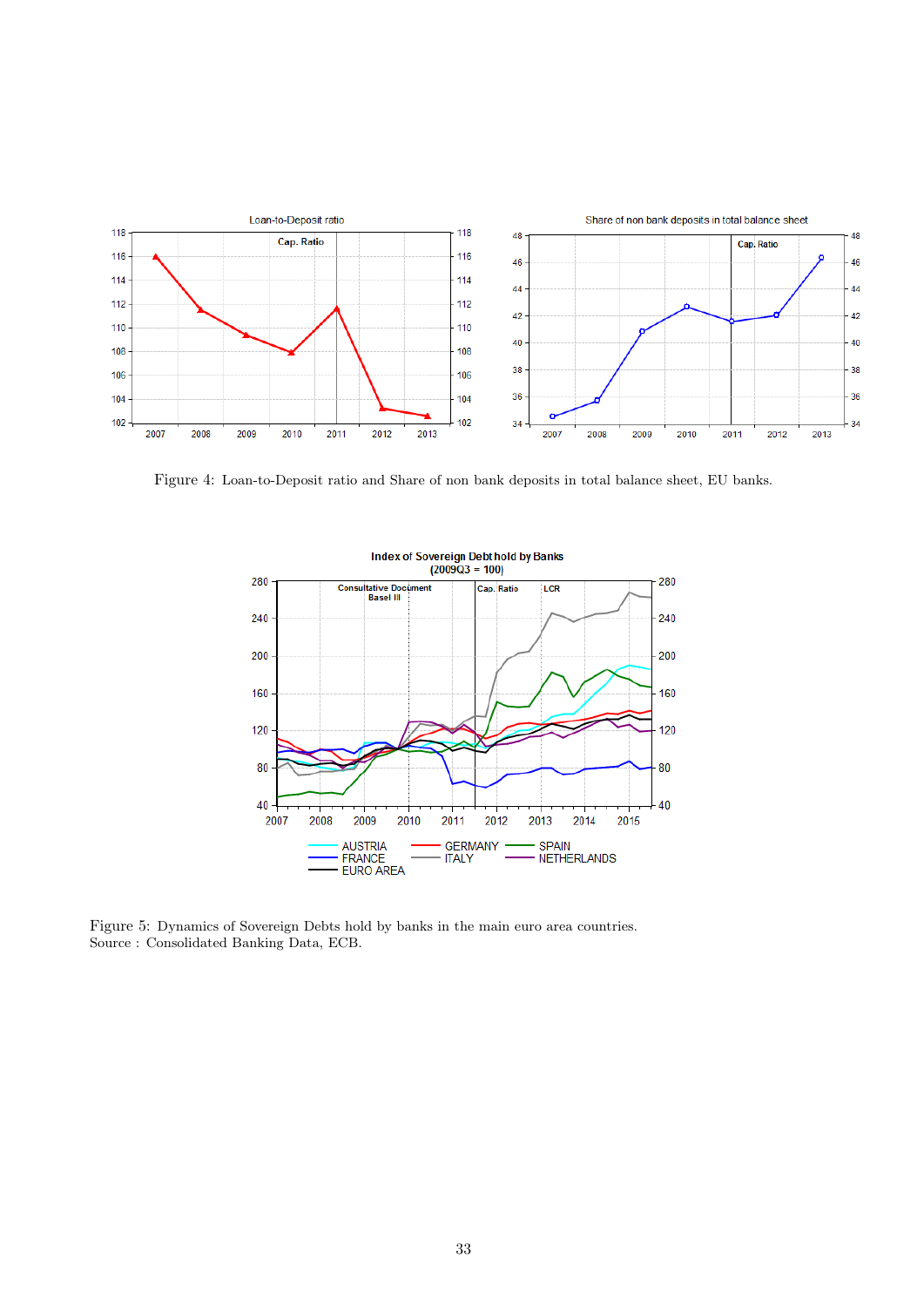Figure 4: Loan-to-Deposit ratio and Share of non bank deposits in total balance sheet, EU banks.

Figure 5: Dynamics of Sovereign Debts hold by banks in the main euro area countries.
Source : Consolidated Banking Data, ECB.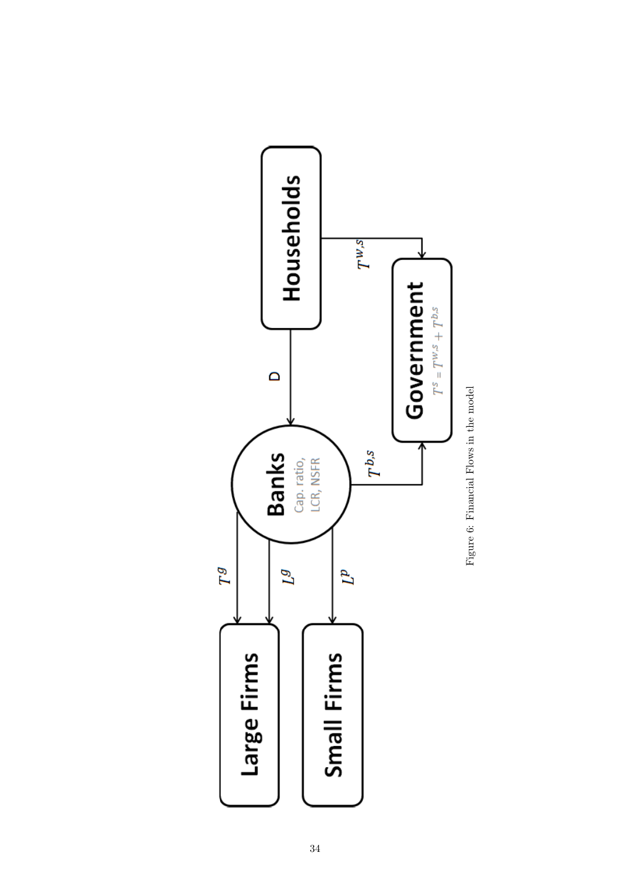Figure 6: Financial Flows in the model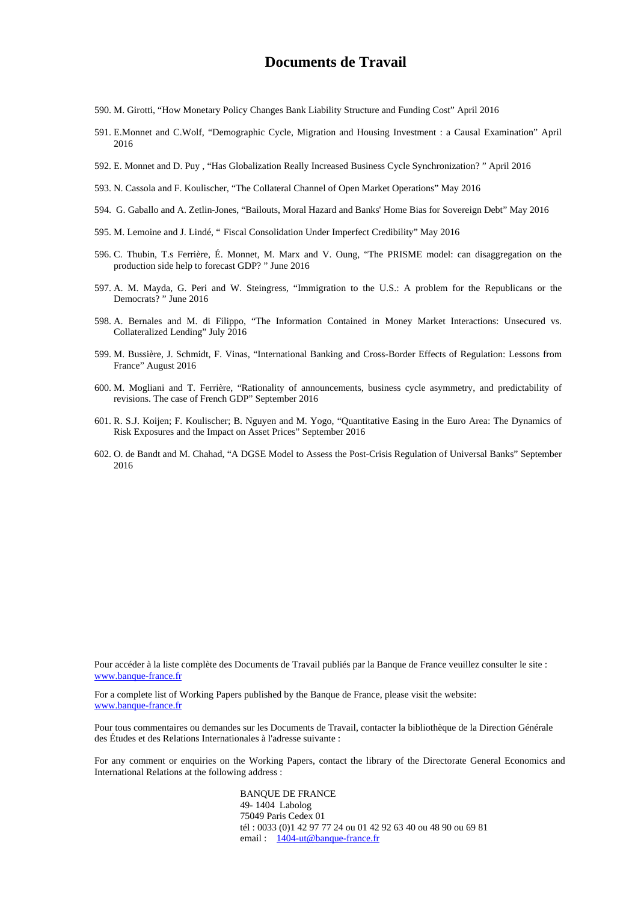# Documents de Travail

590. M. Girotti, "How Monetary Policy Changes Bank Liability Structure and Funding Cost" April 2016

591. E.Monnet and C.Wolf, "Demographic Cycle, Migration and Housing Investment : a Causal Examination" April 2016

592. E. Monnet and D. Puy , "Has Globalization Really Increased Business Cycle Synchronization? " April 2016

593. N. Cassola and F. Koulischer, "The Collateral Channel of Open Market Operations" May 2016

594. G. Gaballo and A. Zetlin-Jones, "Bailouts, Moral Hazard and Banks' Home Bias for Sovereign Debt" May 2016

595. M. Lemoine and J. Lindé, " Fiscal Consolidation Under Imperfect Credibility" May 2016

596. C. Thubin, T.s Ferrière, É. Monnet, M. Marx and V. Oung, "The PRISME model: can disaggregation on the production side help to forecast GDP? " June 2016

597. A. M. Mayda, G. Peri and W. Steingress, "Immigration to the U.S.: A problem for the Republicans or the Democrats? " June 2016

598. A. Bernales and M. di Filippo, "The Information Contained in Money Market Interactions: Unsecured vs. Collateralized Lending" July 2016

599. M. Bussière, J. Schmidt, F. Vinas, "International Banking and Cross-Border Effects of Regulation: Lessons from France" August 2016

600. M. Mogliani and T. Ferrière, "Rationality of announcements, business cycle asymmetry, and predictability of revisions. The case of French GDP" September 2016

601. R. S.J. Koijen; F. Koulischer; B. Nguyen and M. Yogo, "Quantitative Easing in the Euro Area: The Dynamics of Risk Exposures and the Impact on Asset Prices" September 2016

602. O. de Bandt and M. Chahad, "A DGSE Model to Assess the Post-Crisis Regulation of Universal Banks" September 2016

Pour accéder à la liste complète des Documents de Travail publiés par la Banque de France veuillez consulter le site : www.banque-france.fr

For a complete list of Working Papers published by the Banque de France, please visit the website: www.banque-france.fr

Pour tous commentaires ou demandes sur les Documents de Travail, contacter la bibliothèque de la Direction Générale des Études et des Relations Internationales à l'adresse suivante :

For any comment or enquiries on the Working Papers, contact the library of the Directorate General Economics and International Relations at the following address :

BANQUE DE FRANCE  
49- 1404 Labolog  
75049 Paris Cedex 01  
tél : 0033 (0)1 42 97 77 24 ou 01 42 92 63 40 ou 48 90 ou 69 81  
email : 1404-ut@banque-france.fr